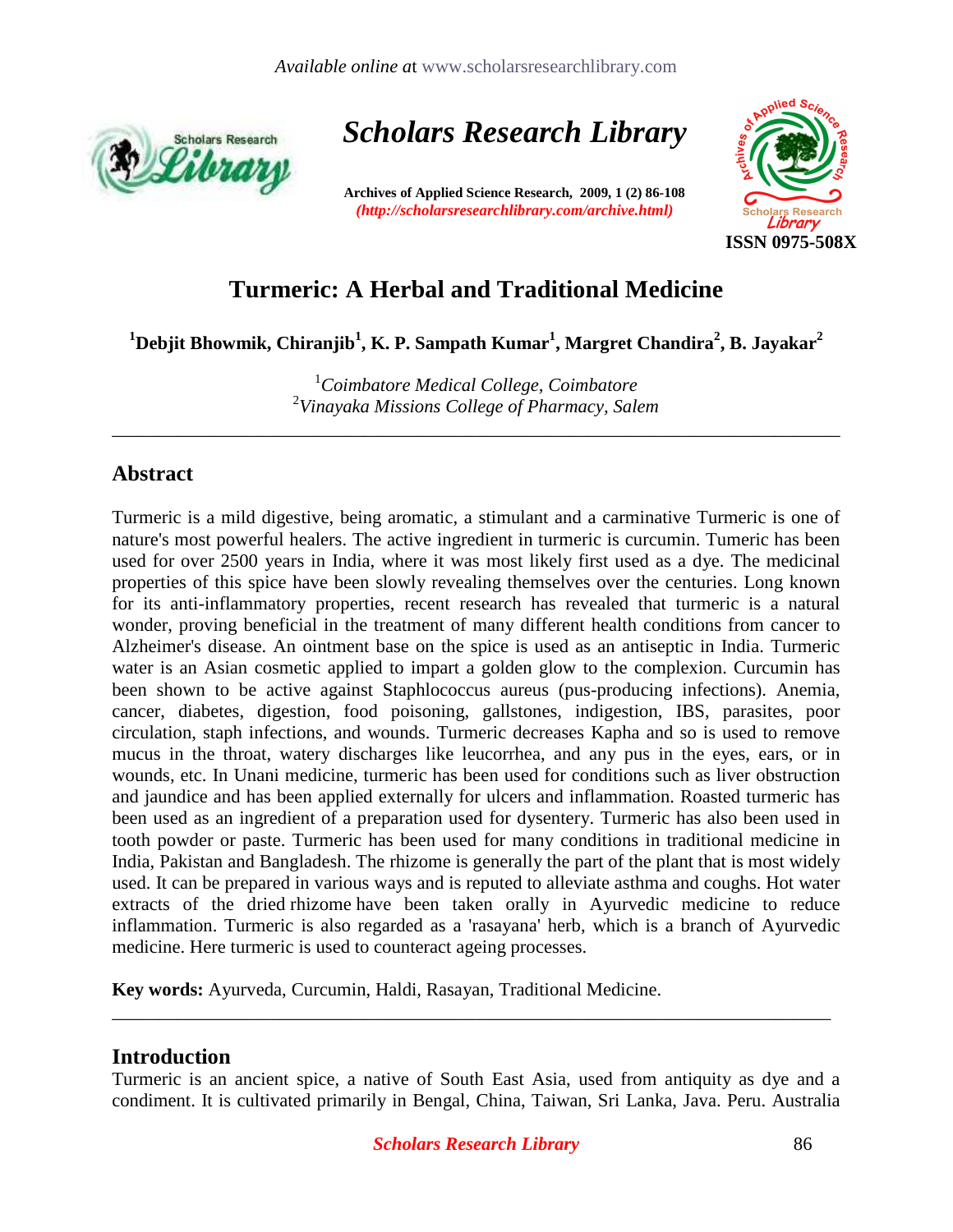# Turmeric: A Herbal and Traditional Medicine

**[1]Debjit Bhowmik, Chiranjib[1], K. P. Sampath Kumar[1], Margret Chandira[2], B. Jayakar[2]**

[1]*Coimbatore Medical College, Coimbatore*
[2]*Vinayaka Missions College of Pharmacy, Salem*

---

## Abstract

Turmeric is a mild digestive, being aromatic, a stimulant and a carminative Turmeric is one of nature's most powerful healers. The active ingredient in turmeric is curcumin. Tumeric has been used for over 2500 years in India, where it was most likely first used as a dye. The medicinal properties of this spice have been slowly revealing themselves over the centuries. Long known for its anti-inflammatory properties, recent research has revealed that turmeric is a natural wonder, proving beneficial in the treatment of many different health conditions from cancer to Alzheimer's disease. An ointment base on the spice is used as an antiseptic in India. Turmeric water is an Asian cosmetic applied to impart a golden glow to the complexion. Curcumin has been shown to be active against Staphlococcus aureus (pus-producing infections). Anemia, cancer, diabetes, digestion, food poisoning, gallstones, indigestion, IBS, parasites, poor circulation, staph infections, and wounds. Turmeric decreases Kapha and so is used to remove mucus in the throat, watery discharges like leucorrhea, and any pus in the eyes, ears, or in wounds, etc. In Unani medicine, turmeric has been used for conditions such as liver obstruction and jaundice and has been applied externally for ulcers and inflammation. Roasted turmeric has been used as an ingredient of a preparation used for dysentery. Turmeric has also been used in tooth powder or paste. Turmeric has been used for many conditions in traditional medicine in India, Pakistan and Bangladesh. The rhizome is generally the part of the plant that is most widely used. It can be prepared in various ways and is reputed to alleviate asthma and coughs. Hot water extracts of the dried rhizome have been taken orally in Ayurvedic medicine to reduce inflammation. Turmeric is also regarded as a 'rasayana' herb, which is a branch of Ayurvedic medicine. Here turmeric is used to counteract ageing processes.

**Key words:** Ayurveda, Curcumin, Haldi, Rasayan, Traditional Medicine.

---

## Introduction

Turmeric is an ancient spice, a native of South East Asia, used from antiquity as dye and a condiment. It is cultivated primarily in Bengal, China, Taiwan, Sri Lanka, Java. Peru. Australia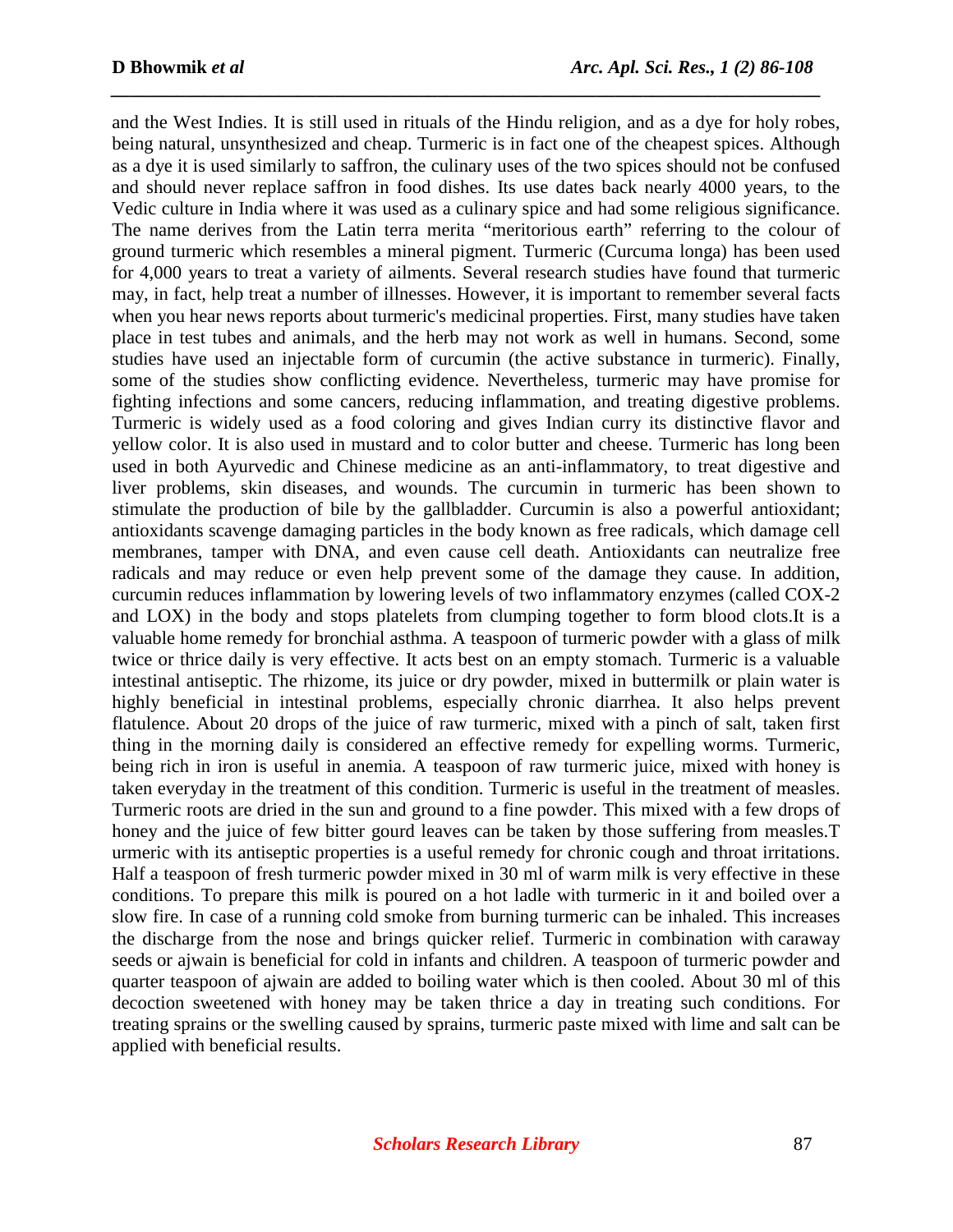and the West Indies. It is still used in rituals of the Hindu religion, and as a dye for holy robes, being natural, unsynthesized and cheap. Turmeric is in fact one of the cheapest spices. Although as a dye it is used similarly to saffron, the culinary uses of the two spices should not be confused and should never replace saffron in food dishes. Its use dates back nearly 4000 years, to the Vedic culture in India where it was used as a culinary spice and had some religious significance. The name derives from the Latin terra merita "meritorious earth" referring to the colour of ground turmeric which resembles a mineral pigment. Turmeric (Curcuma longa) has been used for 4,000 years to treat a variety of ailments. Several research studies have found that turmeric may, in fact, help treat a number of illnesses. However, it is important to remember several facts when you hear news reports about turmeric's medicinal properties. First, many studies have taken place in test tubes and animals, and the herb may not work as well in humans. Second, some studies have used an injectable form of curcumin (the active substance in turmeric). Finally, some of the studies show conflicting evidence. Nevertheless, turmeric may have promise for fighting infections and some cancers, reducing inflammation, and treating digestive problems. Turmeric is widely used as a food coloring and gives Indian curry its distinctive flavor and yellow color. It is also used in mustard and to color butter and cheese. Turmeric has long been used in both Ayurvedic and Chinese medicine as an anti-inflammatory, to treat digestive and liver problems, skin diseases, and wounds. The curcumin in turmeric has been shown to stimulate the production of bile by the gallbladder. Curcumin is also a powerful antioxidant; antioxidants scavenge damaging particles in the body known as free radicals, which damage cell membranes, tamper with DNA, and even cause cell death. Antioxidants can neutralize free radicals and may reduce or even help prevent some of the damage they cause. In addition, curcumin reduces inflammation by lowering levels of two inflammatory enzymes (called COX-2 and LOX) in the body and stops platelets from clumping together to form blood clots.It is a valuable home remedy for bronchial asthma. A teaspoon of turmeric powder with a glass of milk twice or thrice daily is very effective. It acts best on an empty stomach. Turmeric is a valuable intestinal antiseptic. The rhizome, its juice or dry powder, mixed in buttermilk or plain water is highly beneficial in intestinal problems, especially chronic diarrhea. It also helps prevent flatulence. About 20 drops of the juice of raw turmeric, mixed with a pinch of salt, taken first thing in the morning daily is considered an effective remedy for expelling worms. Turmeric, being rich in iron is useful in anemia. A teaspoon of raw turmeric juice, mixed with honey is taken everyday in the treatment of this condition. Turmeric is useful in the treatment of measles. Turmeric roots are dried in the sun and ground to a fine powder. This mixed with a few drops of honey and the juice of few bitter gourd leaves can be taken by those suffering from measles.T urmeric with its antiseptic properties is a useful remedy for chronic cough and throat irritations. Half a teaspoon of fresh turmeric powder mixed in 30 ml of warm milk is very effective in these conditions. To prepare this milk is poured on a hot ladle with turmeric in it and boiled over a slow fire. In case of a running cold smoke from burning turmeric can be inhaled. This increases the discharge from the nose and brings quicker relief. Turmeric in combination with caraway seeds or ajwain is beneficial for cold in infants and children. A teaspoon of turmeric powder and quarter teaspoon of ajwain are added to boiling water which is then cooled. About 30 ml of this decoction sweetened with honey may be taken thrice a day in treating such conditions. For treating sprains or the swelling caused by sprains, turmeric paste mixed with lime and salt can be applied with beneficial results.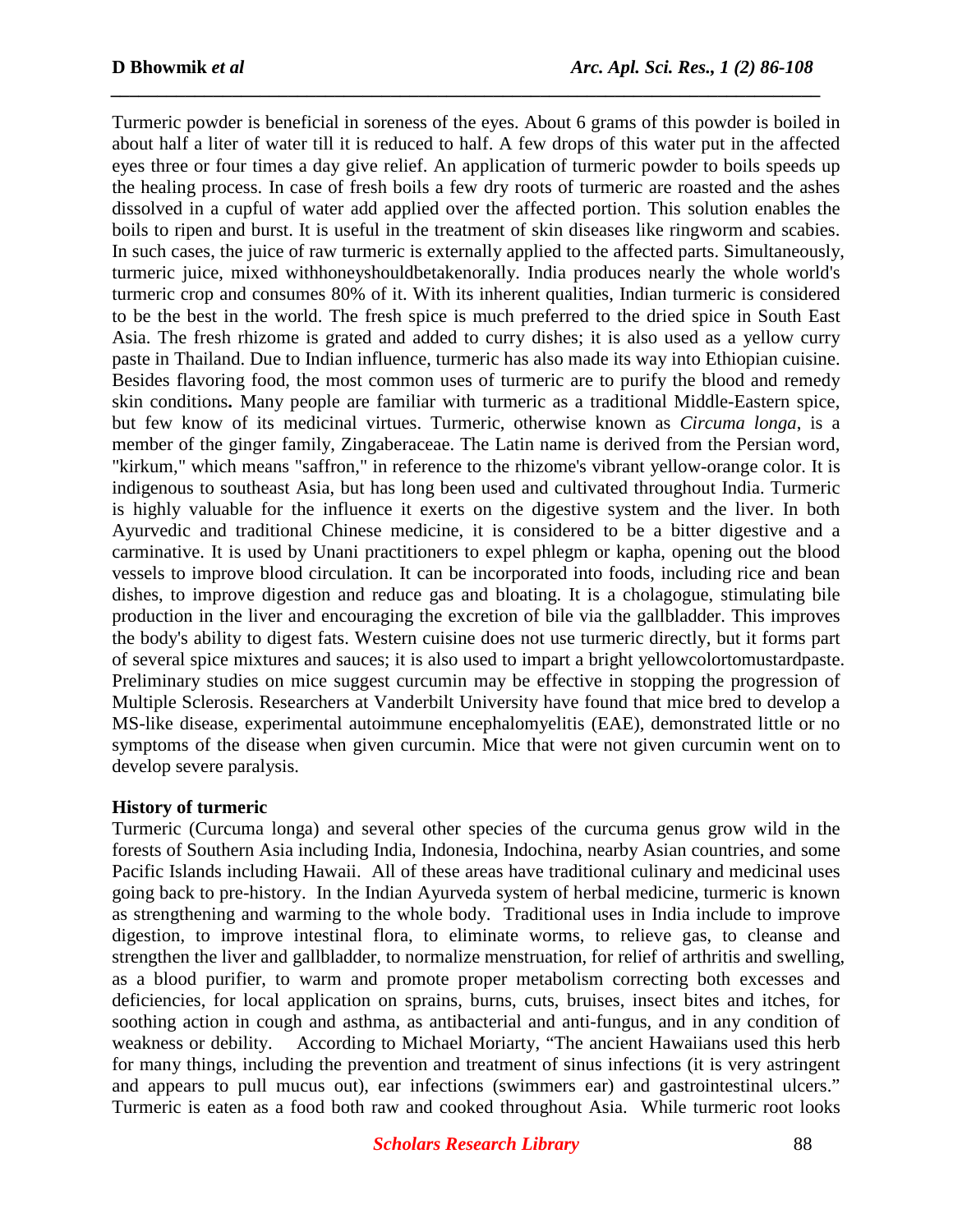Turmeric powder is beneficial in soreness of the eyes. About 6 grams of this powder is boiled in about half a liter of water till it is reduced to half. A few drops of this water put in the affected eyes three or four times a day give relief. An application of turmeric powder to boils speeds up the healing process. In case of fresh boils a few dry roots of turmeric are roasted and the ashes dissolved in a cupful of water add applied over the affected portion. This solution enables the boils to ripen and burst. It is useful in the treatment of skin diseases like ringworm and scabies. In such cases, the juice of raw turmeric is externally applied to the affected parts. Simultaneously, turmeric juice, mixed withhoneyshouldbetakenorally. India produces nearly the whole world's turmeric crop and consumes 80% of it. With its inherent qualities, Indian turmeric is considered to be the best in the world. The fresh spice is much preferred to the dried spice in South East Asia. The fresh rhizome is grated and added to curry dishes; it is also used as a yellow curry paste in Thailand. Due to Indian influence, turmeric has also made its way into Ethiopian cuisine. Besides flavoring food, the most common uses of turmeric are to purify the blood and remedy skin conditions**.** Many people are familiar with turmeric as a traditional Middle-Eastern spice, but few know of its medicinal virtues. Turmeric, otherwise known as *Circuma longa*, is a member of the ginger family, Zingaberaceae. The Latin name is derived from the Persian word, "kirkum," which means "saffron," in reference to the rhizome's vibrant yellow-orange color. It is indigenous to southeast Asia, but has long been used and cultivated throughout India. Turmeric is highly valuable for the influence it exerts on the digestive system and the liver. In both Ayurvedic and traditional Chinese medicine, it is considered to be a bitter digestive and a carminative. It is used by Unani practitioners to expel phlegm or kapha, opening out the blood vessels to improve blood circulation. It can be incorporated into foods, including rice and bean dishes, to improve digestion and reduce gas and bloating. It is a cholagogue, stimulating bile production in the liver and encouraging the excretion of bile via the gallbladder. This improves the body's ability to digest fats. Western cuisine does not use turmeric directly, but it forms part of several spice mixtures and sauces; it is also used to impart a bright yellowcolortomustardpaste. Preliminary studies on mice suggest curcumin may be effective in stopping the progression of Multiple Sclerosis. Researchers at Vanderbilt University have found that mice bred to develop a MS-like disease, experimental autoimmune encephalomyelitis (EAE), demonstrated little or no symptoms of the disease when given curcumin. Mice that were not given curcumin went on to develop severe paralysis.

**History of turmeric**

Turmeric (Curcuma longa) and several other species of the curcuma genus grow wild in the forests of Southern Asia including India, Indonesia, Indochina, nearby Asian countries, and some Pacific Islands including Hawaii. All of these areas have traditional culinary and medicinal uses going back to pre-history. In the Indian Ayurveda system of herbal medicine, turmeric is known as strengthening and warming to the whole body. Traditional uses in India include to improve digestion, to improve intestinal flora, to eliminate worms, to relieve gas, to cleanse and strengthen the liver and gallbladder, to normalize menstruation, for relief of arthritis and swelling, as a blood purifier, to warm and promote proper metabolism correcting both excesses and deficiencies, for local application on sprains, burns, cuts, bruises, insect bites and itches, for soothing action in cough and asthma, as antibacterial and anti-fungus, and in any condition of weakness or debility. According to Michael Moriarty, "The ancient Hawaiians used this herb for many things, including the prevention and treatment of sinus infections (it is very astringent and appears to pull mucus out), ear infections (swimmers ear) and gastrointestinal ulcers." Turmeric is eaten as a food both raw and cooked throughout Asia. While turmeric root looks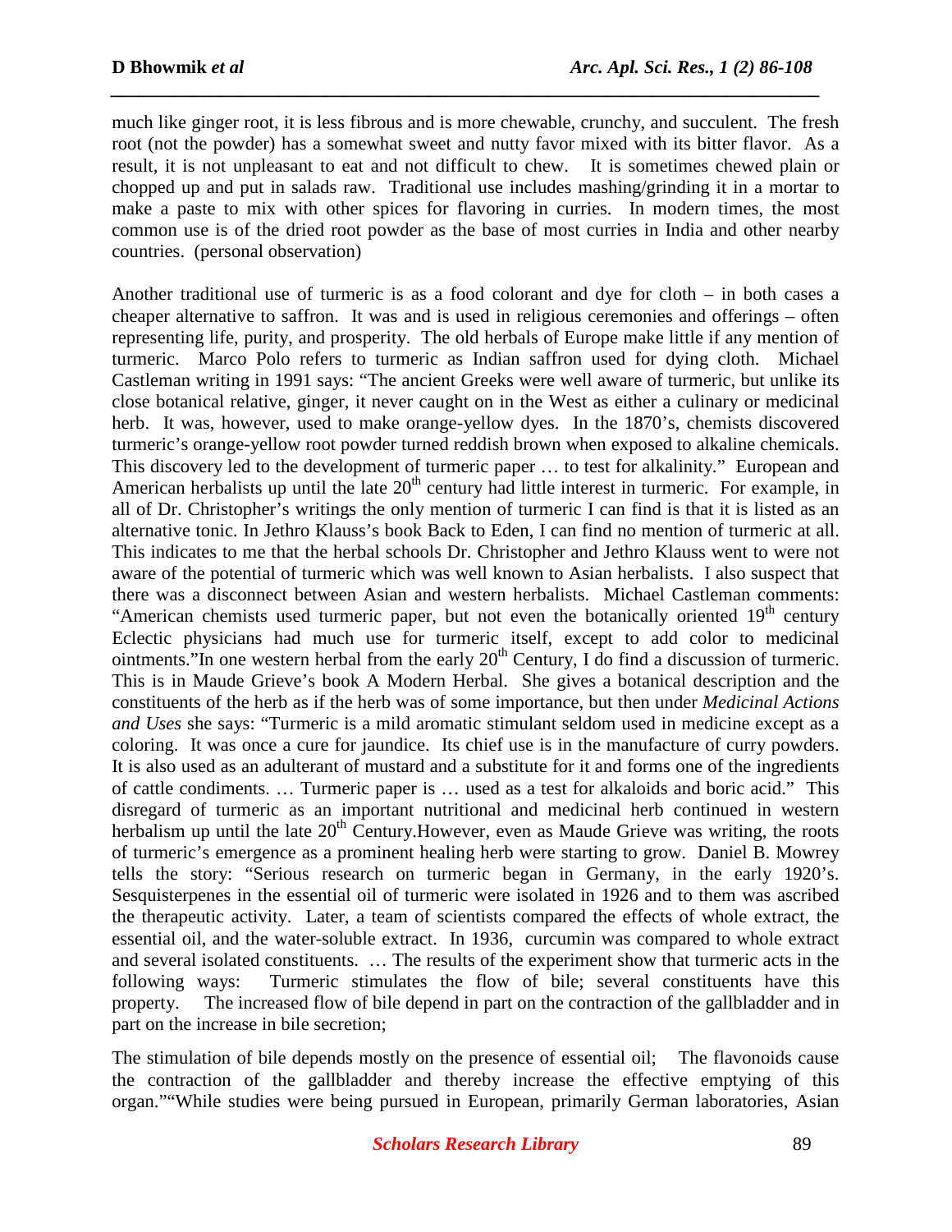much like ginger root, it is less fibrous and is more chewable, crunchy, and succulent. The fresh root (not the powder) has a somewhat sweet and nutty favor mixed with its bitter flavor. As a result, it is not unpleasant to eat and not difficult to chew. It is sometimes chewed plain or chopped up and put in salads raw. Traditional use includes mashing/grinding it in a mortar to make a paste to mix with other spices for flavoring in curries. In modern times, the most common use is of the dried root powder as the base of most curries in India and other nearby countries. (personal observation)

Another traditional use of turmeric is as a food colorant and dye for cloth – in both cases a cheaper alternative to saffron. It was and is used in religious ceremonies and offerings – often representing life, purity, and prosperity. The old herbals of Europe make little if any mention of turmeric. Marco Polo refers to turmeric as Indian saffron used for dying cloth. Michael Castleman writing in 1991 says: "The ancient Greeks were well aware of turmeric, but unlike its close botanical relative, ginger, it never caught on in the West as either a culinary or medicinal herb. It was, however, used to make orange-yellow dyes. In the 1870's, chemists discovered turmeric's orange-yellow root powder turned reddish brown when exposed to alkaline chemicals. This discovery led to the development of turmeric paper … to test for alkalinity." European and American herbalists up until the late 20th century had little interest in turmeric. For example, in all of Dr. Christopher's writings the only mention of turmeric I can find is that it is listed as an alternative tonic. In Jethro Klauss's book Back to Eden, I can find no mention of turmeric at all. This indicates to me that the herbal schools Dr. Christopher and Jethro Klauss went to were not aware of the potential of turmeric which was well known to Asian herbalists. I also suspect that there was a disconnect between Asian and western herbalists. Michael Castleman comments: "American chemists used turmeric paper, but not even the botanically oriented 19th century Eclectic physicians had much use for turmeric itself, except to add color to medicinal ointments."In one western herbal from the early 20th Century, I do find a discussion of turmeric. This is in Maude Grieve's book A Modern Herbal. She gives a botanical description and the constituents of the herb as if the herb was of some importance, but then under *Medicinal Actions and Uses* she says: "Turmeric is a mild aromatic stimulant seldom used in medicine except as a coloring. It was once a cure for jaundice. Its chief use is in the manufacture of curry powders. It is also used as an adulterant of mustard and a substitute for it and forms one of the ingredients of cattle condiments. … Turmeric paper is … used as a test for alkaloids and boric acid." This disregard of turmeric as an important nutritional and medicinal herb continued in western herbalism up until the late 20th Century.However, even as Maude Grieve was writing, the roots of turmeric's emergence as a prominent healing herb were starting to grow. Daniel B. Mowrey tells the story: "Serious research on turmeric began in Germany, in the early 1920's. Sesquisterpenes in the essential oil of turmeric were isolated in 1926 and to them was ascribed the therapeutic activity. Later, a team of scientists compared the effects of whole extract, the essential oil, and the water-soluble extract. In 1936, curcumin was compared to whole extract and several isolated constituents. … The results of the experiment show that turmeric acts in the following ways: Turmeric stimulates the flow of bile; several constituents have this property. The increased flow of bile depend in part on the contraction of the gallbladder and in part on the increase in bile secretion;

The stimulation of bile depends mostly on the presence of essential oil; The flavonoids cause the contraction of the gallbladder and thereby increase the effective emptying of this organ.""While studies were being pursued in European, primarily German laboratories, Asian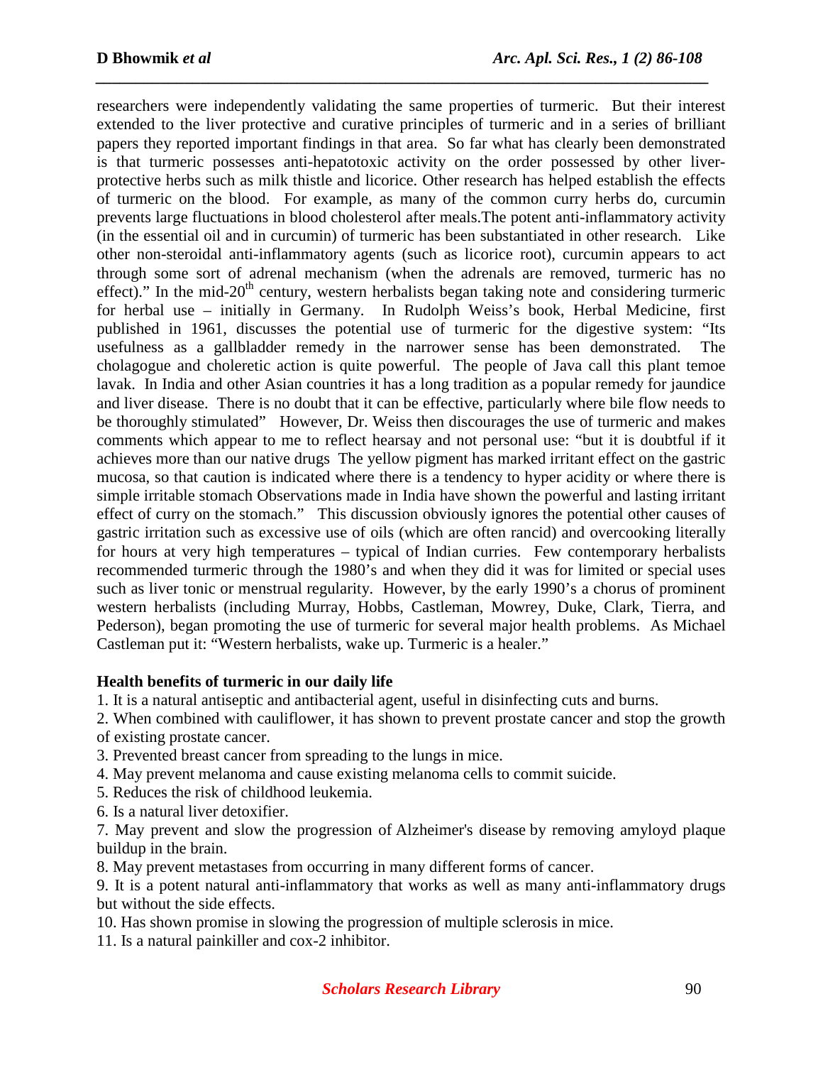researchers were independently validating the same properties of turmeric. But their interest extended to the liver protective and curative principles of turmeric and in a series of brilliant papers they reported important findings in that area. So far what has clearly been demonstrated is that turmeric possesses anti-hepatotoxic activity on the order possessed by other liver-protective herbs such as milk thistle and licorice. Other research has helped establish the effects of turmeric on the blood. For example, as many of the common curry herbs do, curcumin prevents large fluctuations in blood cholesterol after meals.The potent anti-inflammatory activity (in the essential oil and in curcumin) of turmeric has been substantiated in other research. Like other non-steroidal anti-inflammatory agents (such as licorice root), curcumin appears to act through some sort of adrenal mechanism (when the adrenals are removed, turmeric has no effect)." In the mid-20$^{th}$ century, western herbalists began taking note and considering turmeric for herbal use – initially in Germany. In Rudolph Weiss's book, Herbal Medicine, first published in 1961, discusses the potential use of turmeric for the digestive system: "Its usefulness as a gallbladder remedy in the narrower sense has been demonstrated. The cholagogue and choleretic action is quite powerful. The people of Java call this plant temoe lavak. In India and other Asian countries it has a long tradition as a popular remedy for jaundice and liver disease. There is no doubt that it can be effective, particularly where bile flow needs to be thoroughly stimulated" However, Dr. Weiss then discourages the use of turmeric and makes comments which appear to me to reflect hearsay and not personal use: "but it is doubtful if it achieves more than our native drugs The yellow pigment has marked irritant effect on the gastric mucosa, so that caution is indicated where there is a tendency to hyper acidity or where there is simple irritable stomach Observations made in India have shown the powerful and lasting irritant effect of curry on the stomach." This discussion obviously ignores the potential other causes of gastric irritation such as excessive use of oils (which are often rancid) and overcooking literally for hours at very high temperatures – typical of Indian curries. Few contemporary herbalists recommended turmeric through the 1980's and when they did it was for limited or special uses such as liver tonic or menstrual regularity. However, by the early 1990's a chorus of prominent western herbalists (including Murray, Hobbs, Castleman, Mowrey, Duke, Clark, Tierra, and Pederson), began promoting the use of turmeric for several major health problems. As Michael Castleman put it: "Western herbalists, wake up. Turmeric is a healer."

**Health benefits of turmeric in our daily life**

1. It is a natural antiseptic and antibacterial agent, useful in disinfecting cuts and burns.
2. When combined with cauliflower, it has shown to prevent prostate cancer and stop the growth of existing prostate cancer.
3. Prevented breast cancer from spreading to the lungs in mice.
4. May prevent melanoma and cause existing melanoma cells to commit suicide.
5. Reduces the risk of childhood leukemia.
6. Is a natural liver detoxifier.
7. May prevent and slow the progression of Alzheimer's disease by removing amyloyd plaque buildup in the brain.
8. May prevent metastases from occurring in many different forms of cancer.
9. It is a potent natural anti-inflammatory that works as well as many anti-inflammatory drugs but without the side effects.
10. Has shown promise in slowing the progression of multiple sclerosis in mice.
11. Is a natural painkiller and cox-2 inhibitor.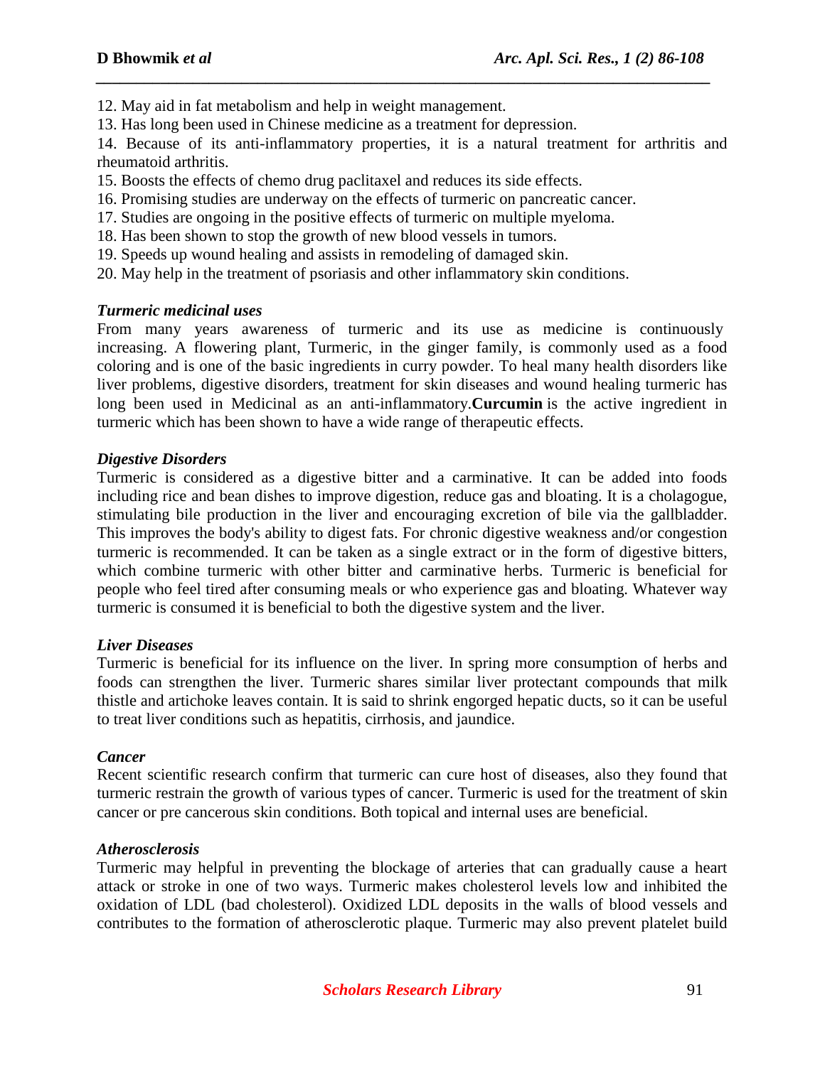12. May aid in fat metabolism and help in weight management.
13. Has long been used in Chinese medicine as a treatment for depression.
14. Because of its anti-inflammatory properties, it is a natural treatment for arthritis and rheumatoid arthritis.
15. Boosts the effects of chemo drug paclitaxel and reduces its side effects.
16. Promising studies are underway on the effects of turmeric on pancreatic cancer.
17. Studies are ongoing in the positive effects of turmeric on multiple myeloma.
18. Has been shown to stop the growth of new blood vessels in tumors.
19. Speeds up wound healing and assists in remodeling of damaged skin.
20. May help in the treatment of psoriasis and other inflammatory skin conditions.

***Turmeric medicinal uses***

From many years awareness of turmeric and its use as medicine is continuously increasing. A flowering plant, Turmeric, in the ginger family, is commonly used as a food coloring and is one of the basic ingredients in curry powder. To heal many health disorders like liver problems, digestive disorders, treatment for skin diseases and wound healing turmeric has long been used in Medicinal as an anti-inflammatory.**Curcumin** is the active ingredient in turmeric which has been shown to have a wide range of therapeutic effects.

***Digestive Disorders***

Turmeric is considered as a digestive bitter and a carminative. It can be added into foods including rice and bean dishes to improve digestion, reduce gas and bloating. It is a cholagogue, stimulating bile production in the liver and encouraging excretion of bile via the gallbladder. This improves the body's ability to digest fats. For chronic digestive weakness and/or congestion turmeric is recommended. It can be taken as a single extract or in the form of digestive bitters, which combine turmeric with other bitter and carminative herbs. Turmeric is beneficial for people who feel tired after consuming meals or who experience gas and bloating. Whatever way turmeric is consumed it is beneficial to both the digestive system and the liver.

***Liver Diseases***

Turmeric is beneficial for its influence on the liver. In spring more consumption of herbs and foods can strengthen the liver. Turmeric shares similar liver protectant compounds that milk thistle and artichoke leaves contain. It is said to shrink engorged hepatic ducts, so it can be useful to treat liver conditions such as hepatitis, cirrhosis, and jaundice.

***Cancer***

Recent scientific research confirm that turmeric can cure host of diseases, also they found that turmeric restrain the growth of various types of cancer. Turmeric is used for the treatment of skin cancer or pre cancerous skin conditions. Both topical and internal uses are beneficial.

***Atherosclerosis***

Turmeric may helpful in preventing the blockage of arteries that can gradually cause a heart attack or stroke in one of two ways. Turmeric makes cholesterol levels low and inhibited the oxidation of LDL (bad cholesterol). Oxidized LDL deposits in the walls of blood vessels and contributes to the formation of atherosclerotic plaque. Turmeric may also prevent platelet build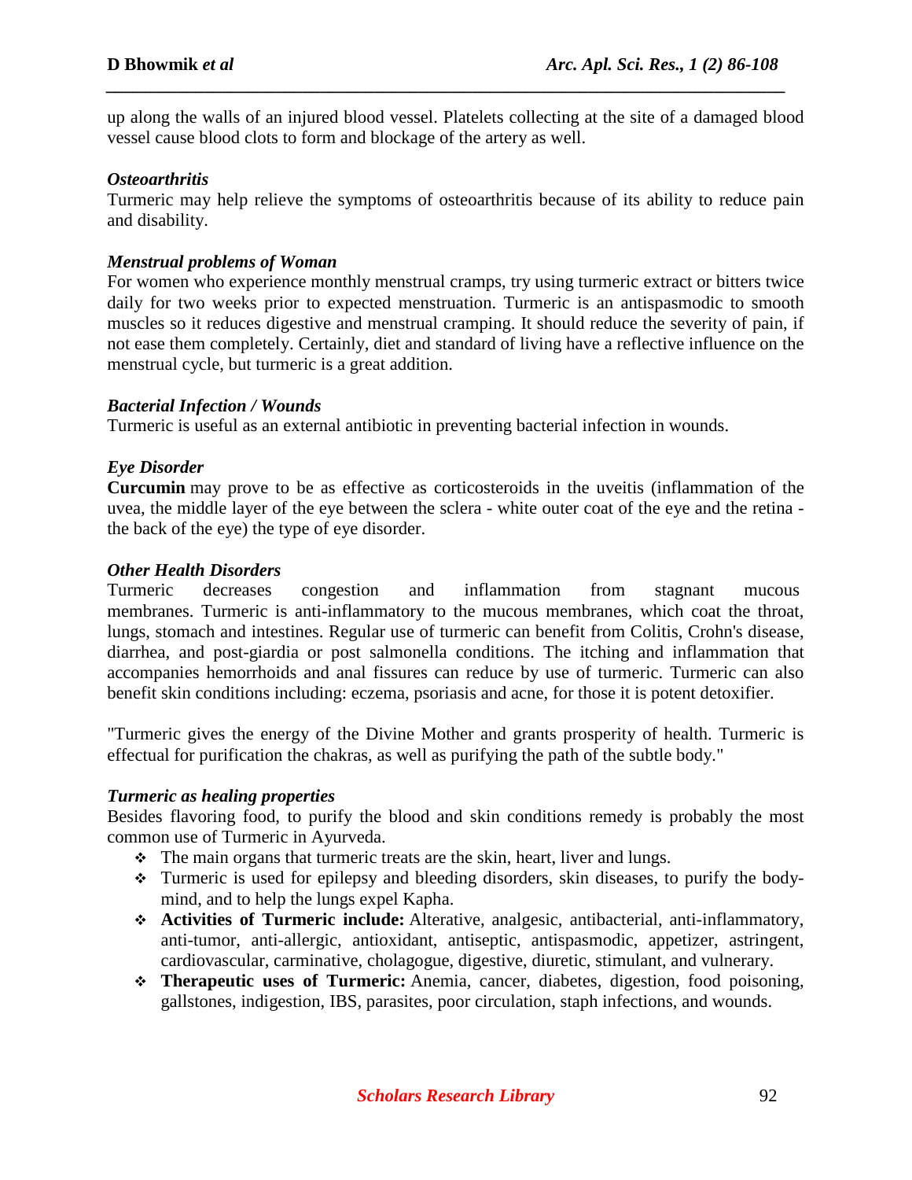up along the walls of an injured blood vessel. Platelets collecting at the site of a damaged blood vessel cause blood clots to form and blockage of the artery as well.

***Osteoarthritis***

Turmeric may help relieve the symptoms of osteoarthritis because of its ability to reduce pain and disability.

***Menstrual problems of Woman***

For women who experience monthly menstrual cramps, try using turmeric extract or bitters twice daily for two weeks prior to expected menstruation. Turmeric is an antispasmodic to smooth muscles so it reduces digestive and menstrual cramping. It should reduce the severity of pain, if not ease them completely. Certainly, diet and standard of living have a reflective influence on the menstrual cycle, but turmeric is a great addition.

***Bacterial Infection / Wounds***

Turmeric is useful as an external antibiotic in preventing bacterial infection in wounds.

***Eye Disorder***

**Curcumin** may prove to be as effective as corticosteroids in the uveitis (inflammation of the uvea, the middle layer of the eye between the sclera - white outer coat of the eye and the retina - the back of the eye) the type of eye disorder.

***Other Health Disorders***

Turmeric decreases congestion and inflammation from stagnant mucous membranes. Turmeric is anti-inflammatory to the mucous membranes, which coat the throat, lungs, stomach and intestines. Regular use of turmeric can benefit from Colitis, Crohn's disease, diarrhea, and post-giardia or post salmonella conditions. The itching and inflammation that accompanies hemorrhoids and anal fissures can reduce by use of turmeric. Turmeric can also benefit skin conditions including: eczema, psoriasis and acne, for those it is potent detoxifier.

"Turmeric gives the energy of the Divine Mother and grants prosperity of health. Turmeric is effectual for purification the chakras, as well as purifying the path of the subtle body."

***Turmeric as healing properties***

Besides flavoring food, to purify the blood and skin conditions remedy is probably the most common use of Turmeric in Ayurveda.

- The main organs that turmeric treats are the skin, heart, liver and lungs.
- Turmeric is used for epilepsy and bleeding disorders, skin diseases, to purify the body-mind, and to help the lungs expel Kapha.
- **Activities of Turmeric include:** Alterative, analgesic, antibacterial, anti-inflammatory, anti-tumor, anti-allergic, antioxidant, antiseptic, antispasmodic, appetizer, astringent, cardiovascular, carminative, cholagogue, digestive, diuretic, stimulant, and vulnerary.
- **Therapeutic uses of Turmeric:** Anemia, cancer, diabetes, digestion, food poisoning, gallstones, indigestion, IBS, parasites, poor circulation, staph infections, and wounds.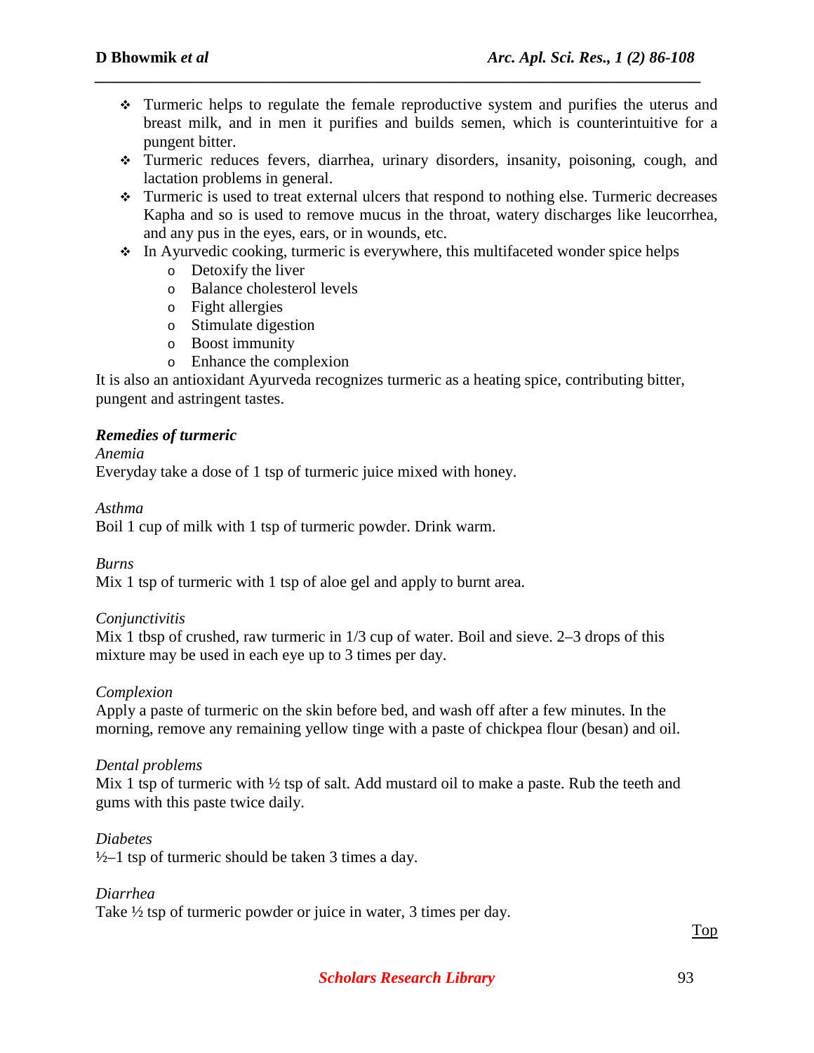- Turmeric helps to regulate the female reproductive system and purifies the uterus and breast milk, and in men it purifies and builds semen, which is counterintuitive for a pungent bitter.
- Turmeric reduces fevers, diarrhea, urinary disorders, insanity, poisoning, cough, and lactation problems in general.
- Turmeric is used to treat external ulcers that respond to nothing else. Turmeric decreases Kapha and so is used to remove mucus in the throat, watery discharges like leucorrhea, and any pus in the eyes, ears, or in wounds, etc.
- In Ayurvedic cooking, turmeric is everywhere, this multifaceted wonder spice helps
  - Detoxify the liver
  - Balance cholesterol levels
  - Fight allergies
  - Stimulate digestion
  - Boost immunity
  - Enhance the complexion

It is also an antioxidant Ayurveda recognizes turmeric as a heating spice, contributing bitter, pungent and astringent tastes.

***Remedies of turmeric***

*Anemia*

Everyday take a dose of 1 tsp of turmeric juice mixed with honey.

*Asthma*

Boil 1 cup of milk with 1 tsp of turmeric powder. Drink warm.

*Burns*

Mix 1 tsp of turmeric with 1 tsp of aloe gel and apply to burnt area.

*Conjunctivitis*

Mix 1 tbsp of crushed, raw turmeric in 1/3 cup of water. Boil and sieve. 2–3 drops of this mixture may be used in each eye up to 3 times per day.

*Complexion*

Apply a paste of turmeric on the skin before bed, and wash off after a few minutes. In the morning, remove any remaining yellow tinge with a paste of chickpea flour (besan) and oil.

*Dental problems*

Mix 1 tsp of turmeric with ½ tsp of salt. Add mustard oil to make a paste. Rub the teeth and gums with this paste twice daily.

*Diabetes*

½–1 tsp of turmeric should be taken 3 times a day.

*Diarrhea*

Take ½ tsp of turmeric powder or juice in water, 3 times per day.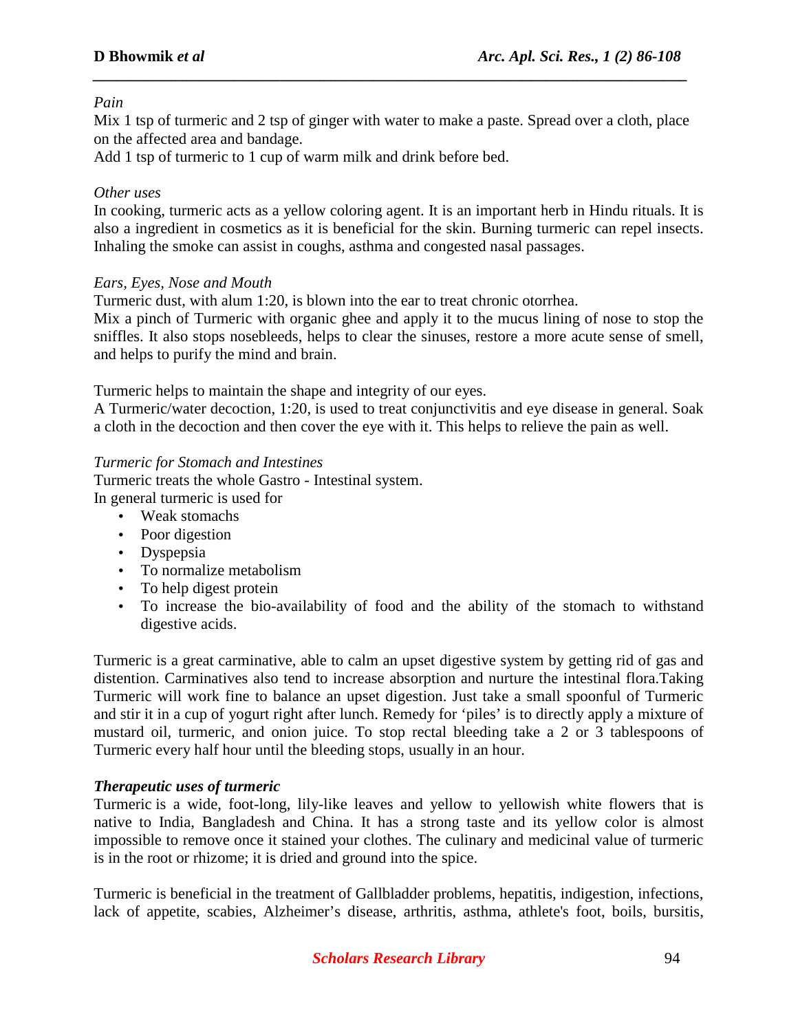*Pain*

Mix 1 tsp of turmeric and 2 tsp of ginger with water to make a paste. Spread over a cloth, place on the affected area and bandage.

Add 1 tsp of turmeric to 1 cup of warm milk and drink before bed.

*Other uses*

In cooking, turmeric acts as a yellow coloring agent. It is an important herb in Hindu rituals. It is also a ingredient in cosmetics as it is beneficial for the skin. Burning turmeric can repel insects. Inhaling the smoke can assist in coughs, asthma and congested nasal passages.

*Ears, Eyes, Nose and Mouth*

Turmeric dust, with alum 1:20, is blown into the ear to treat chronic otorrhea.

Mix a pinch of Turmeric with organic ghee and apply it to the mucus lining of nose to stop the sniffles. It also stops nosebleeds, helps to clear the sinuses, restore a more acute sense of smell, and helps to purify the mind and brain.

Turmeric helps to maintain the shape and integrity of our eyes.

A Turmeric/water decoction, 1:20, is used to treat conjunctivitis and eye disease in general. Soak a cloth in the decoction and then cover the eye with it. This helps to relieve the pain as well.

*Turmeric for Stomach and Intestines*

Turmeric treats the whole Gastro - Intestinal system.

In general turmeric is used for

- Weak stomachs
- Poor digestion
- Dyspepsia
- To normalize metabolism
- To help digest protein
- To increase the bio-availability of food and the ability of the stomach to withstand digestive acids.

Turmeric is a great carminative, able to calm an upset digestive system by getting rid of gas and distention. Carminatives also tend to increase absorption and nurture the intestinal flora.Taking Turmeric will work fine to balance an upset digestion. Just take a small spoonful of Turmeric and stir it in a cup of yogurt right after lunch. Remedy for 'piles' is to directly apply a mixture of mustard oil, turmeric, and onion juice. To stop rectal bleeding take a 2 or 3 tablespoons of Turmeric every half hour until the bleeding stops, usually in an hour.

***Therapeutic uses of turmeric***

Turmeric is a wide, foot-long, lily-like leaves and yellow to yellowish white flowers that is native to India, Bangladesh and China. It has a strong taste and its yellow color is almost impossible to remove once it stained your clothes. The culinary and medicinal value of turmeric is in the root or rhizome; it is dried and ground into the spice.

Turmeric is beneficial in the treatment of Gallbladder problems, hepatitis, indigestion, infections, lack of appetite, scabies, Alzheimer's disease, arthritis, asthma, athlete's foot, boils, bursitis,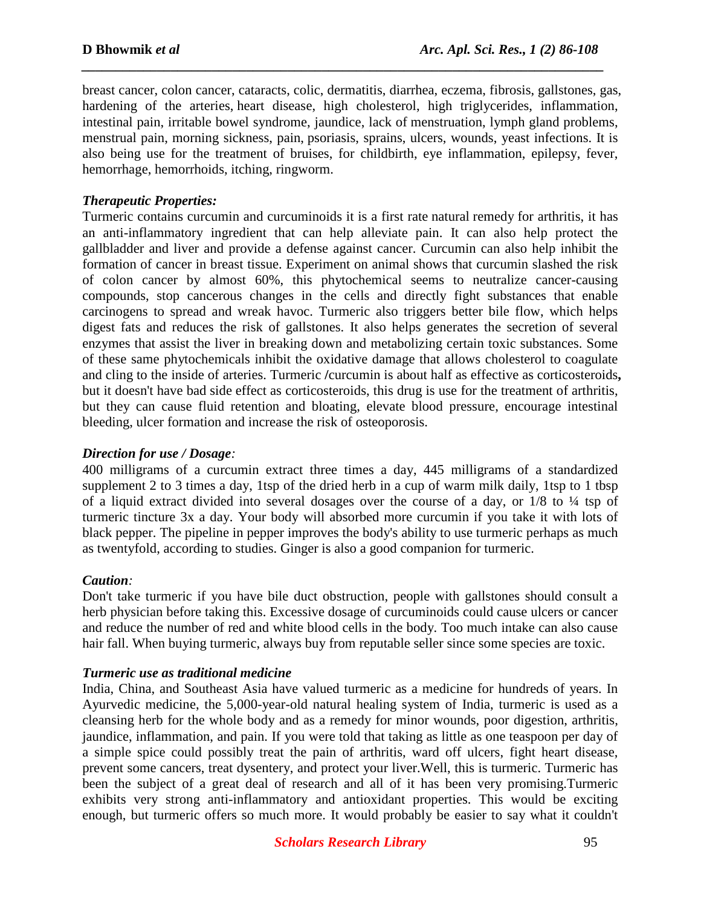breast cancer, colon cancer, cataracts, colic, dermatitis, diarrhea, eczema, fibrosis, gallstones, gas, hardening of the arteries, heart disease, high cholesterol, high triglycerides, inflammation, intestinal pain, irritable bowel syndrome, jaundice, lack of menstruation, lymph gland problems, menstrual pain, morning sickness, pain, psoriasis, sprains, ulcers, wounds, yeast infections. It is also being use for the treatment of bruises, for childbirth, eye inflammation, epilepsy, fever, hemorrhage, hemorrhoids, itching, ringworm.

### *Therapeutic Properties:*

Turmeric contains curcumin and curcuminoids it is a first rate natural remedy for arthritis, it has an anti-inflammatory ingredient that can help alleviate pain. It can also help protect the gallbladder and liver and provide a defense against cancer. Curcumin can also help inhibit the formation of cancer in breast tissue. Experiment on animal shows that curcumin slashed the risk of colon cancer by almost 60%, this phytochemical seems to neutralize cancer-causing compounds, stop cancerous changes in the cells and directly fight substances that enable carcinogens to spread and wreak havoc. Turmeric also triggers better bile flow, which helps digest fats and reduces the risk of gallstones. It also helps generates the secretion of several enzymes that assist the liver in breaking down and metabolizing certain toxic substances. Some of these same phytochemicals inhibit the oxidative damage that allows cholesterol to coagulate and cling to the inside of arteries. Turmeric **/**curcumin is about half as effective as corticosteroids**,** but it doesn't have bad side effect as corticosteroids, this drug is use for the treatment of arthritis, but they can cause fluid retention and bloating, elevate blood pressure, encourage intestinal bleeding, ulcer formation and increase the risk of osteoporosis.

### *Direction for use / Dosage:*

400 milligrams of a curcumin extract three times a day, 445 milligrams of a standardized supplement 2 to 3 times a day, 1tsp of the dried herb in a cup of warm milk daily, 1tsp to 1 tbsp of a liquid extract divided into several dosages over the course of a day, or 1/8 to ¼ tsp of turmeric tincture 3x a day. Your body will absorbed more curcumin if you take it with lots of black pepper. The pipeline in pepper improves the body's ability to use turmeric perhaps as much as twentyfold, according to studies. Ginger is also a good companion for turmeric.

### *Caution:*

Don't take turmeric if you have bile duct obstruction, people with gallstones should consult a herb physician before taking this. Excessive dosage of curcuminoids could cause ulcers or cancer and reduce the number of red and white blood cells in the body. Too much intake can also cause hair fall. When buying turmeric, always buy from reputable seller since some species are toxic.

### *Turmeric use as traditional medicine*

India, China, and Southeast Asia have valued turmeric as a medicine for hundreds of years. In Ayurvedic medicine, the 5,000-year-old natural healing system of India, turmeric is used as a cleansing herb for the whole body and as a remedy for minor wounds, poor digestion, arthritis, jaundice, inflammation, and pain. If you were told that taking as little as one teaspoon per day of a simple spice could possibly treat the pain of arthritis, ward off ulcers, fight heart disease, prevent some cancers, treat dysentery, and protect your liver.Well, this is turmeric. Turmeric has been the subject of a great deal of research and all of it has been very promising.Turmeric exhibits very strong anti-inflammatory and antioxidant properties. This would be exciting enough, but turmeric offers so much more. It would probably be easier to say what it couldn't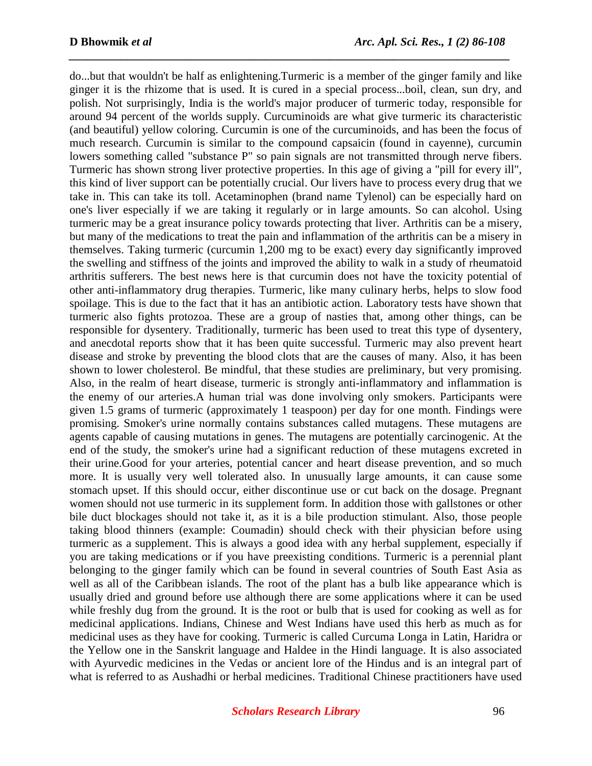do...but that wouldn't be half as enlightening.Turmeric is a member of the ginger family and like ginger it is the rhizome that is used. It is cured in a special process...boil, clean, sun dry, and polish. Not surprisingly, India is the world's major producer of turmeric today, responsible for around 94 percent of the worlds supply. Curcuminoids are what give turmeric its characteristic (and beautiful) yellow coloring. Curcumin is one of the curcuminoids, and has been the focus of much research. Curcumin is similar to the compound capsaicin (found in cayenne), curcumin lowers something called "substance P" so pain signals are not transmitted through nerve fibers. Turmeric has shown strong liver protective properties. In this age of giving a "pill for every ill", this kind of liver support can be potentially crucial. Our livers have to process every drug that we take in. This can take its toll. Acetaminophen (brand name Tylenol) can be especially hard on one's liver especially if we are taking it regularly or in large amounts. So can alcohol. Using turmeric may be a great insurance policy towards protecting that liver. Arthritis can be a misery, but many of the medications to treat the pain and inflammation of the arthritis can be a misery in themselves. Taking turmeric (curcumin 1,200 mg to be exact) every day significantly improved the swelling and stiffness of the joints and improved the ability to walk in a study of rheumatoid arthritis sufferers. The best news here is that curcumin does not have the toxicity potential of other anti-inflammatory drug therapies. Turmeric, like many culinary herbs, helps to slow food spoilage. This is due to the fact that it has an antibiotic action. Laboratory tests have shown that turmeric also fights protozoa. These are a group of nasties that, among other things, can be responsible for dysentery. Traditionally, turmeric has been used to treat this type of dysentery, and anecdotal reports show that it has been quite successful. Turmeric may also prevent heart disease and stroke by preventing the blood clots that are the causes of many. Also, it has been shown to lower cholesterol. Be mindful, that these studies are preliminary, but very promising. Also, in the realm of heart disease, turmeric is strongly anti-inflammatory and inflammation is the enemy of our arteries.A human trial was done involving only smokers. Participants were given 1.5 grams of turmeric (approximately 1 teaspoon) per day for one month. Findings were promising. Smoker's urine normally contains substances called mutagens. These mutagens are agents capable of causing mutations in genes. The mutagens are potentially carcinogenic. At the end of the study, the smoker's urine had a significant reduction of these mutagens excreted in their urine.Good for your arteries, potential cancer and heart disease prevention, and so much more. It is usually very well tolerated also. In unusually large amounts, it can cause some stomach upset. If this should occur, either discontinue use or cut back on the dosage. Pregnant women should not use turmeric in its supplement form. In addition those with gallstones or other bile duct blockages should not take it, as it is a bile production stimulant. Also, those people taking blood thinners (example: Coumadin) should check with their physician before using turmeric as a supplement. This is always a good idea with any herbal supplement, especially if you are taking medications or if you have preexisting conditions. Turmeric is a perennial plant belonging to the ginger family which can be found in several countries of South East Asia as well as all of the Caribbean islands. The root of the plant has a bulb like appearance which is usually dried and ground before use although there are some applications where it can be used while freshly dug from the ground. It is the root or bulb that is used for cooking as well as for medicinal applications. Indians, Chinese and West Indians have used this herb as much as for medicinal uses as they have for cooking. Turmeric is called Curcuma Longa in Latin, Haridra or the Yellow one in the Sanskrit language and Haldee in the Hindi language. It is also associated with Ayurvedic medicines in the Vedas or ancient lore of the Hindus and is an integral part of what is referred to as Aushadhi or herbal medicines. Traditional Chinese practitioners have used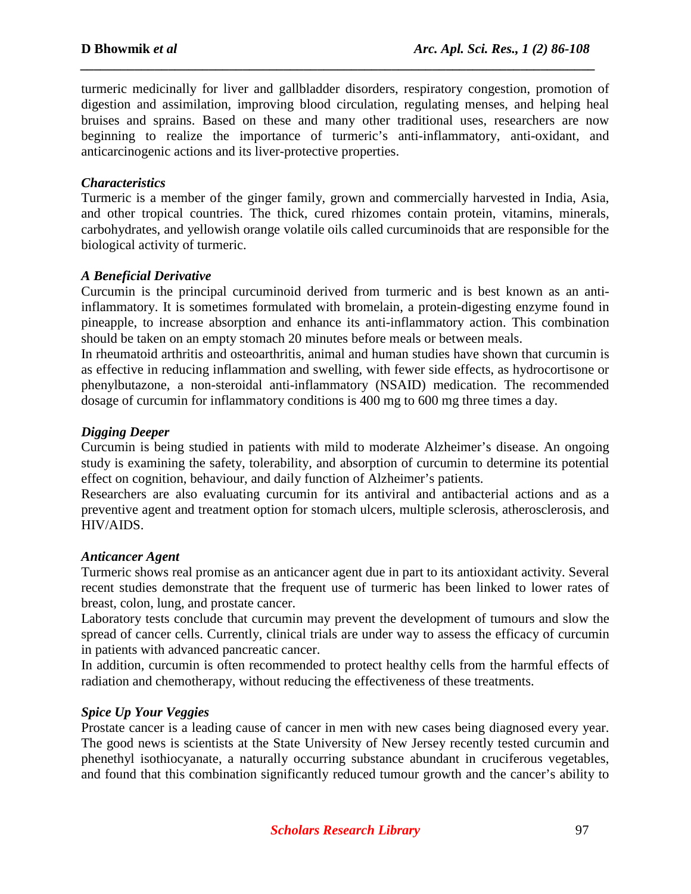turmeric medicinally for liver and gallbladder disorders, respiratory congestion, promotion of digestion and assimilation, improving blood circulation, regulating menses, and helping heal bruises and sprains. Based on these and many other traditional uses, researchers are now beginning to realize the importance of turmeric's anti-inflammatory, anti-oxidant, and anticarcinogenic actions and its liver-protective properties.

### *Characteristics*

Turmeric is a member of the ginger family, grown and commercially harvested in India, Asia, and other tropical countries. The thick, cured rhizomes contain protein, vitamins, minerals, carbohydrates, and yellowish orange volatile oils called curcuminoids that are responsible for the biological activity of turmeric.

### *A Beneficial Derivative*

Curcumin is the principal curcuminoid derived from turmeric and is best known as an anti-inflammatory. It is sometimes formulated with bromelain, a protein-digesting enzyme found in pineapple, to increase absorption and enhance its anti-inflammatory action. This combination should be taken on an empty stomach 20 minutes before meals or between meals.

In rheumatoid arthritis and osteoarthritis, animal and human studies have shown that curcumin is as effective in reducing inflammation and swelling, with fewer side effects, as hydrocortisone or phenylbutazone, a non-steroidal anti-inflammatory (NSAID) medication. The recommended dosage of curcumin for inflammatory conditions is 400 mg to 600 mg three times a day.

### *Digging Deeper*

Curcumin is being studied in patients with mild to moderate Alzheimer's disease. An ongoing study is examining the safety, tolerability, and absorption of curcumin to determine its potential effect on cognition, behaviour, and daily function of Alzheimer's patients.

Researchers are also evaluating curcumin for its antiviral and antibacterial actions and as a preventive agent and treatment option for stomach ulcers, multiple sclerosis, atherosclerosis, and HIV/AIDS.

### *Anticancer Agent*

Turmeric shows real promise as an anticancer agent due in part to its antioxidant activity. Several recent studies demonstrate that the frequent use of turmeric has been linked to lower rates of breast, colon, lung, and prostate cancer.

Laboratory tests conclude that curcumin may prevent the development of tumours and slow the spread of cancer cells. Currently, clinical trials are under way to assess the efficacy of curcumin in patients with advanced pancreatic cancer.

In addition, curcumin is often recommended to protect healthy cells from the harmful effects of radiation and chemotherapy, without reducing the effectiveness of these treatments.

### *Spice Up Your Veggies*

Prostate cancer is a leading cause of cancer in men with new cases being diagnosed every year. The good news is scientists at the State University of New Jersey recently tested curcumin and phenethyl isothiocyanate, a naturally occurring substance abundant in cruciferous vegetables, and found that this combination significantly reduced tumour growth and the cancer's ability to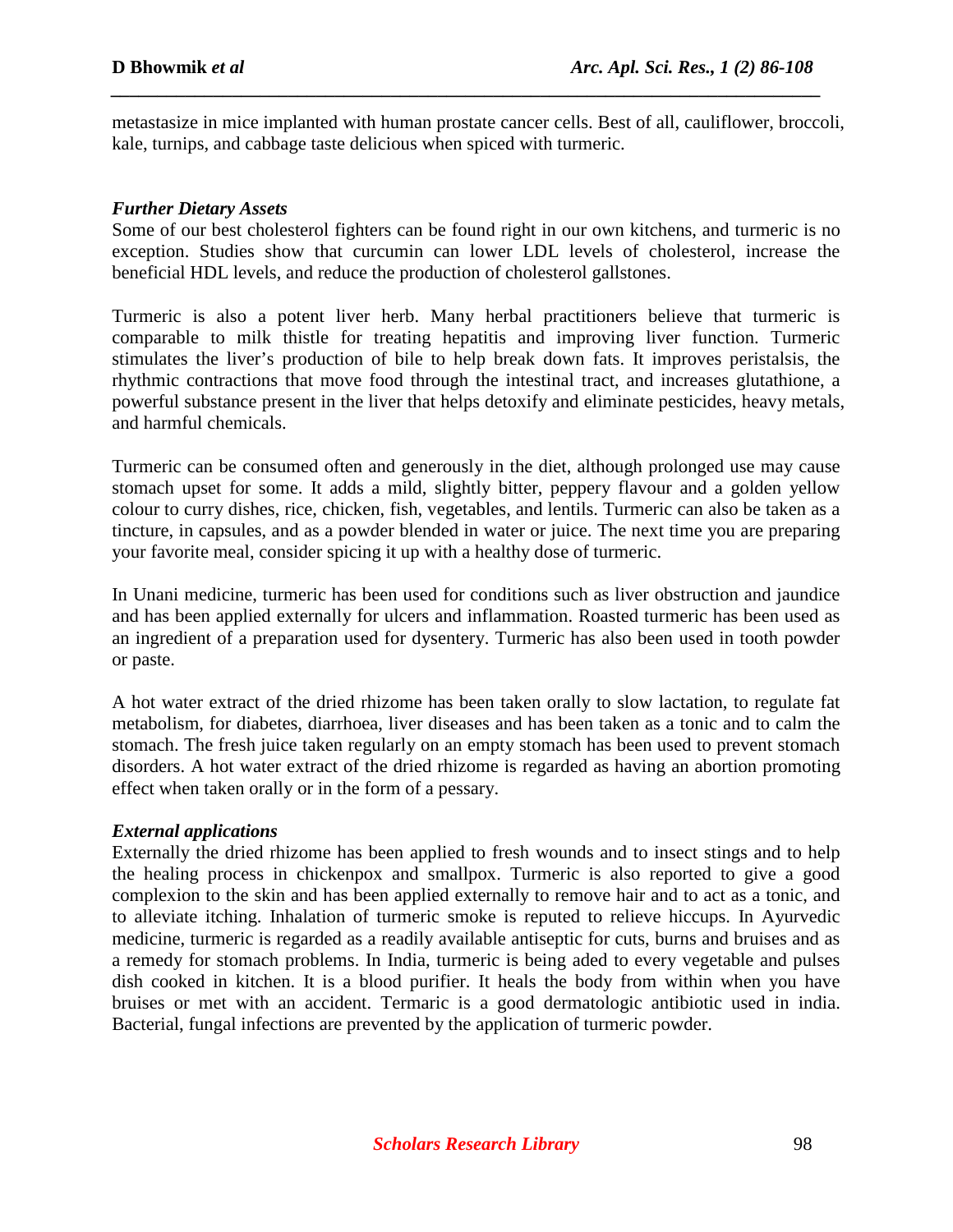metastasize in mice implanted with human prostate cancer cells. Best of all, cauliflower, broccoli, kale, turnips, and cabbage taste delicious when spiced with turmeric.

***Further Dietary Assets***

Some of our best cholesterol fighters can be found right in our own kitchens, and turmeric is no exception. Studies show that curcumin can lower LDL levels of cholesterol, increase the beneficial HDL levels, and reduce the production of cholesterol gallstones.

Turmeric is also a potent liver herb. Many herbal practitioners believe that turmeric is comparable to milk thistle for treating hepatitis and improving liver function. Turmeric stimulates the liver's production of bile to help break down fats. It improves peristalsis, the rhythmic contractions that move food through the intestinal tract, and increases glutathione, a powerful substance present in the liver that helps detoxify and eliminate pesticides, heavy metals, and harmful chemicals.

Turmeric can be consumed often and generously in the diet, although prolonged use may cause stomach upset for some. It adds a mild, slightly bitter, peppery flavour and a golden yellow colour to curry dishes, rice, chicken, fish, vegetables, and lentils. Turmeric can also be taken as a tincture, in capsules, and as a powder blended in water or juice. The next time you are preparing your favorite meal, consider spicing it up with a healthy dose of turmeric.

In Unani medicine, turmeric has been used for conditions such as liver obstruction and jaundice and has been applied externally for ulcers and inflammation. Roasted turmeric has been used as an ingredient of a preparation used for dysentery. Turmeric has also been used in tooth powder or paste.

A hot water extract of the dried rhizome has been taken orally to slow lactation, to regulate fat metabolism, for diabetes, diarrhoea, liver diseases and has been taken as a tonic and to calm the stomach. The fresh juice taken regularly on an empty stomach has been used to prevent stomach disorders. A hot water extract of the dried rhizome is regarded as having an abortion promoting effect when taken orally or in the form of a pessary.

***External applications***

Externally the dried rhizome has been applied to fresh wounds and to insect stings and to help the healing process in chickenpox and smallpox. Turmeric is also reported to give a good complexion to the skin and has been applied externally to remove hair and to act as a tonic, and to alleviate itching. Inhalation of turmeric smoke is reputed to relieve hiccups. In Ayurvedic medicine, turmeric is regarded as a readily available antiseptic for cuts, burns and bruises and as a remedy for stomach problems. In India, turmeric is being aded to every vegetable and pulses dish cooked in kitchen. It is a blood purifier. It heals the body from within when you have bruises or met with an accident. Termaric is a good dermatologic antibiotic used in india. Bacterial, fungal infections are prevented by the application of turmeric powder.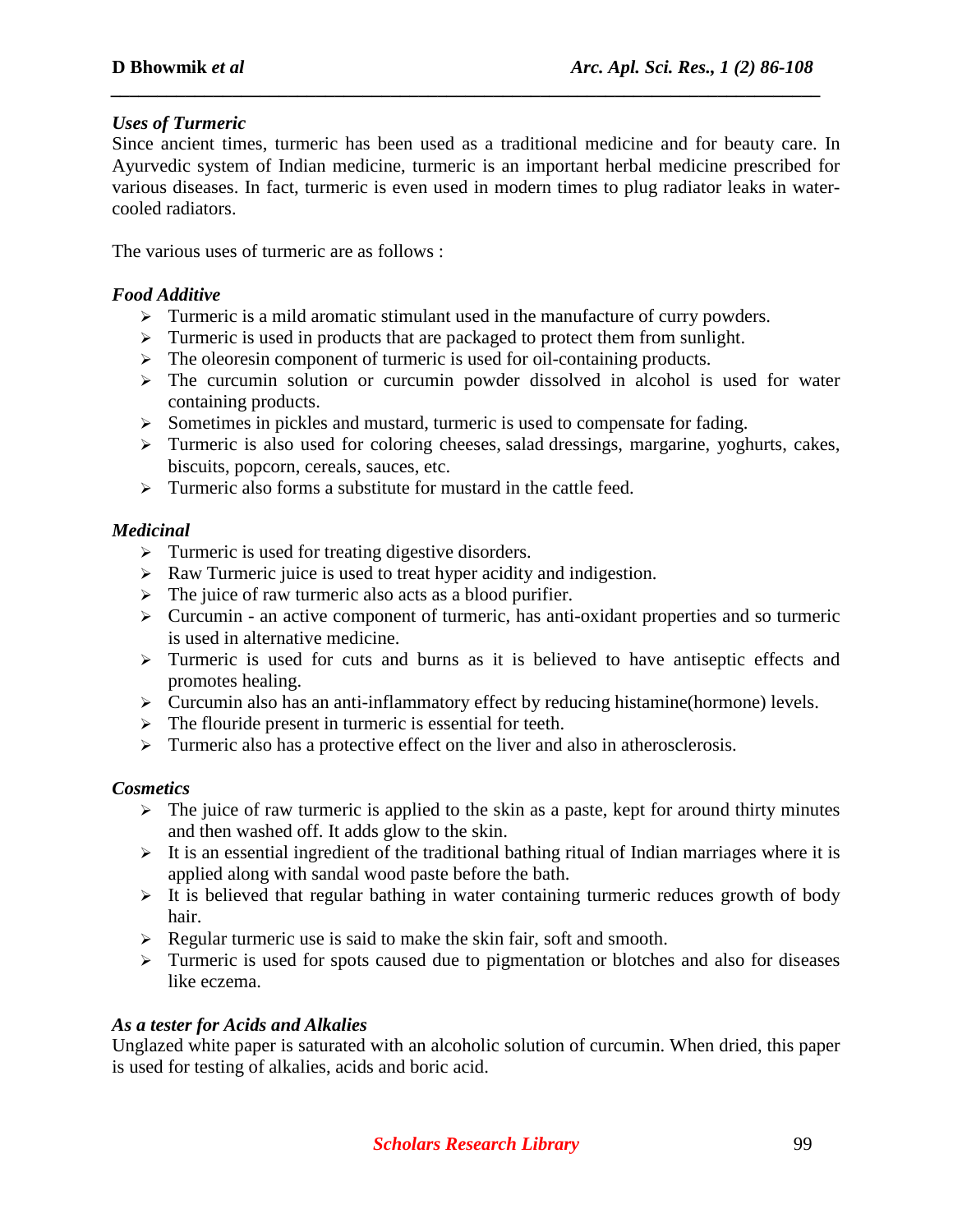### *Uses of Turmeric*

Since ancient times, turmeric has been used as a traditional medicine and for beauty care. In Ayurvedic system of Indian medicine, turmeric is an important herbal medicine prescribed for various diseases. In fact, turmeric is even used in modern times to plug radiator leaks in water-cooled radiators.

The various uses of turmeric are as follows :

### *Food Additive*

- Turmeric is a mild aromatic stimulant used in the manufacture of curry powders.
- Turmeric is used in products that are packaged to protect them from sunlight.
- The oleoresin component of turmeric is used for oil-containing products.
- The curcumin solution or curcumin powder dissolved in alcohol is used for water containing products.
- Sometimes in pickles and mustard, turmeric is used to compensate for fading.
- Turmeric is also used for coloring cheeses, salad dressings, margarine, yoghurts, cakes, biscuits, popcorn, cereals, sauces, etc.
- Turmeric also forms a substitute for mustard in the cattle feed.

### *Medicinal*

- Turmeric is used for treating digestive disorders.
- Raw Turmeric juice is used to treat hyper acidity and indigestion.
- The juice of raw turmeric also acts as a blood purifier.
- Curcumin - an active component of turmeric, has anti-oxidant properties and so turmeric is used in alternative medicine.
- Turmeric is used for cuts and burns as it is believed to have antiseptic effects and promotes healing.
- Curcumin also has an anti-inflammatory effect by reducing histamine(hormone) levels.
- The flouride present in turmeric is essential for teeth.
- Turmeric also has a protective effect on the liver and also in atherosclerosis.

### *Cosmetics*

- The juice of raw turmeric is applied to the skin as a paste, kept for around thirty minutes and then washed off. It adds glow to the skin.
- It is an essential ingredient of the traditional bathing ritual of Indian marriages where it is applied along with sandal wood paste before the bath.
- It is believed that regular bathing in water containing turmeric reduces growth of body hair.
- Regular turmeric use is said to make the skin fair, soft and smooth.
- Turmeric is used for spots caused due to pigmentation or blotches and also for diseases like eczema.

### *As a tester for Acids and Alkalies*

Unglazed white paper is saturated with an alcoholic solution of curcumin. When dried, this paper is used for testing of alkalies, acids and boric acid.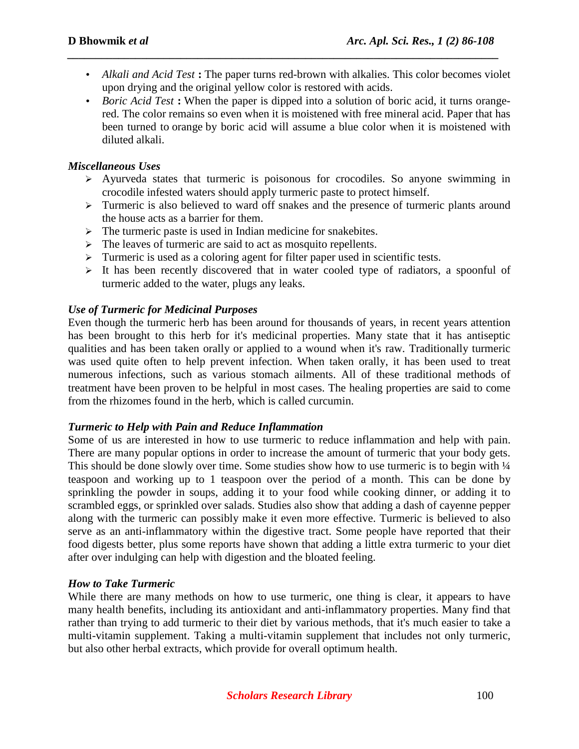- *Alkali and Acid Test* **:** The paper turns red-brown with alkalies. This color becomes violet upon drying and the original yellow color is restored with acids.
- *Boric Acid Test* **:** When the paper is dipped into a solution of boric acid, it turns orange-red. The color remains so even when it is moistened with free mineral acid. Paper that has been turned to orange by boric acid will assume a blue color when it is moistened with diluted alkali.

***Miscellaneous Uses***

- Ayurveda states that turmeric is poisonous for crocodiles. So anyone swimming in crocodile infested waters should apply turmeric paste to protect himself.
- Turmeric is also believed to ward off snakes and the presence of turmeric plants around the house acts as a barrier for them.
- The turmeric paste is used in Indian medicine for snakebites.
- The leaves of turmeric are said to act as mosquito repellents.
- Turmeric is used as a coloring agent for filter paper used in scientific tests.
- It has been recently discovered that in water cooled type of radiators, a spoonful of turmeric added to the water, plugs any leaks.

***Use of Turmeric for Medicinal Purposes***

Even though the turmeric herb has been around for thousands of years, in recent years attention has been brought to this herb for it's medicinal properties. Many state that it has antiseptic qualities and has been taken orally or applied to a wound when it's raw. Traditionally turmeric was used quite often to help prevent infection. When taken orally, it has been used to treat numerous infections, such as various stomach ailments. All of these traditional methods of treatment have been proven to be helpful in most cases. The healing properties are said to come from the rhizomes found in the herb, which is called curcumin.

***Turmeric to Help with Pain and Reduce Inflammation***

Some of us are interested in how to use turmeric to reduce inflammation and help with pain. There are many popular options in order to increase the amount of turmeric that your body gets. This should be done slowly over time. Some studies show how to use turmeric is to begin with ¼ teaspoon and working up to 1 teaspoon over the period of a month. This can be done by sprinkling the powder in soups, adding it to your food while cooking dinner, or adding it to scrambled eggs, or sprinkled over salads. Studies also show that adding a dash of cayenne pepper along with the turmeric can possibly make it even more effective. Turmeric is believed to also serve as an anti-inflammatory within the digestive tract. Some people have reported that their food digests better, plus some reports have shown that adding a little extra turmeric to your diet after over indulging can help with digestion and the bloated feeling.

***How to Take Turmeric***

While there are many methods on how to use turmeric, one thing is clear, it appears to have many health benefits, including its antioxidant and anti-inflammatory properties. Many find that rather than trying to add turmeric to their diet by various methods, that it's much easier to take a multi-vitamin supplement. Taking a multi-vitamin supplement that includes not only turmeric, but also other herbal extracts, which provide for overall optimum health.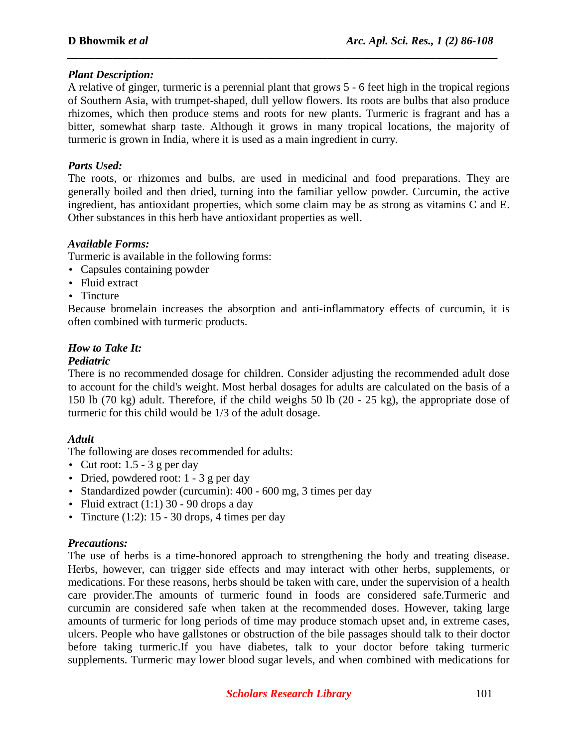***Plant Description:***

A relative of ginger, turmeric is a perennial plant that grows 5 - 6 feet high in the tropical regions of Southern Asia, with trumpet-shaped, dull yellow flowers. Its roots are bulbs that also produce rhizomes, which then produce stems and roots for new plants. Turmeric is fragrant and has a bitter, somewhat sharp taste. Although it grows in many tropical locations, the majority of turmeric is grown in India, where it is used as a main ingredient in curry.

***Parts Used:***

The roots, or rhizomes and bulbs, are used in medicinal and food preparations. They are generally boiled and then dried, turning into the familiar yellow powder. Curcumin, the active ingredient, has antioxidant properties, which some claim may be as strong as vitamins C and E. Other substances in this herb have antioxidant properties as well.

***Available Forms:***

Turmeric is available in the following forms:

- Capsules containing powder
- Fluid extract
- Tincture

Because bromelain increases the absorption and anti-inflammatory effects of curcumin, it is often combined with turmeric products.

***How to Take It:***

***Pediatric***

There is no recommended dosage for children. Consider adjusting the recommended adult dose to account for the child's weight. Most herbal dosages for adults are calculated on the basis of a 150 lb (70 kg) adult. Therefore, if the child weighs 50 lb (20 - 25 kg), the appropriate dose of turmeric for this child would be 1/3 of the adult dosage.

***Adult***

The following are doses recommended for adults:

- Cut root: 1.5 - 3 g per day
- Dried, powdered root: 1 - 3 g per day
- Standardized powder (curcumin): 400 - 600 mg, 3 times per day
- Fluid extract (1:1) 30 - 90 drops a day
- Tincture (1:2): 15 - 30 drops, 4 times per day

***Precautions:***

The use of herbs is a time-honored approach to strengthening the body and treating disease. Herbs, however, can trigger side effects and may interact with other herbs, supplements, or medications. For these reasons, herbs should be taken with care, under the supervision of a health care provider.The amounts of turmeric found in foods are considered safe.Turmeric and curcumin are considered safe when taken at the recommended doses. However, taking large amounts of turmeric for long periods of time may produce stomach upset and, in extreme cases, ulcers. People who have gallstones or obstruction of the bile passages should talk to their doctor before taking turmeric.If you have diabetes, talk to your doctor before taking turmeric supplements. Turmeric may lower blood sugar levels, and when combined with medications for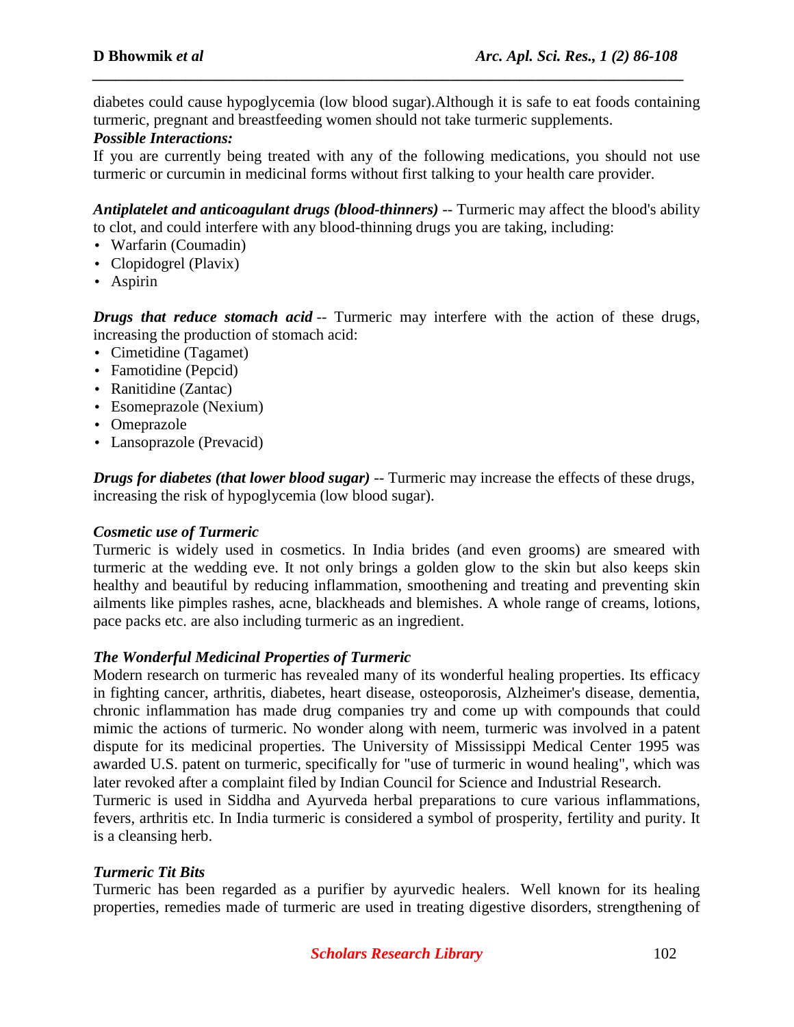diabetes could cause hypoglycemia (low blood sugar).Although it is safe to eat foods containing turmeric, pregnant and breastfeeding women should not take turmeric supplements.

***Possible Interactions:***

If you are currently being treated with any of the following medications, you should not use turmeric or curcumin in medicinal forms without first talking to your health care provider.

***Antiplatelet and anticoagulant drugs (blood-thinners)*** -- Turmeric may affect the blood's ability to clot, and could interfere with any blood-thinning drugs you are taking, including:

- Warfarin (Coumadin)
- Clopidogrel (Plavix)
- Aspirin

***Drugs that reduce stomach acid*** -- Turmeric may interfere with the action of these drugs, increasing the production of stomach acid:

- Cimetidine (Tagamet)
- Famotidine (Pepcid)
- Ranitidine (Zantac)
- Esomeprazole (Nexium)
- Omeprazole
- Lansoprazole (Prevacid)

***Drugs for diabetes (that lower blood sugar)*** -- Turmeric may increase the effects of these drugs, increasing the risk of hypoglycemia (low blood sugar).

***Cosmetic use of Turmeric***

Turmeric is widely used in cosmetics. In India brides (and even grooms) are smeared with turmeric at the wedding eve. It not only brings a golden glow to the skin but also keeps skin healthy and beautiful by reducing inflammation, smoothening and treating and preventing skin ailments like pimples rashes, acne, blackheads and blemishes. A whole range of creams, lotions, pace packs etc. are also including turmeric as an ingredient.

***The Wonderful Medicinal Properties of Turmeric***

Modern research on turmeric has revealed many of its wonderful healing properties. Its efficacy in fighting cancer, arthritis, diabetes, heart disease, osteoporosis, Alzheimer's disease, dementia, chronic inflammation has made drug companies try and come up with compounds that could mimic the actions of turmeric. No wonder along with neem, turmeric was involved in a patent dispute for its medicinal properties. The University of Mississippi Medical Center 1995 was awarded U.S. patent on turmeric, specifically for "use of turmeric in wound healing", which was later revoked after a complaint filed by Indian Council for Science and Industrial Research.

Turmeric is used in Siddha and Ayurveda herbal preparations to cure various inflammations, fevers, arthritis etc. In India turmeric is considered a symbol of prosperity, fertility and purity. It is a cleansing herb.

***Turmeric Tit Bits***

Turmeric has been regarded as a purifier by ayurvedic healers. Well known for its healing properties, remedies made of turmeric are used in treating digestive disorders, strengthening of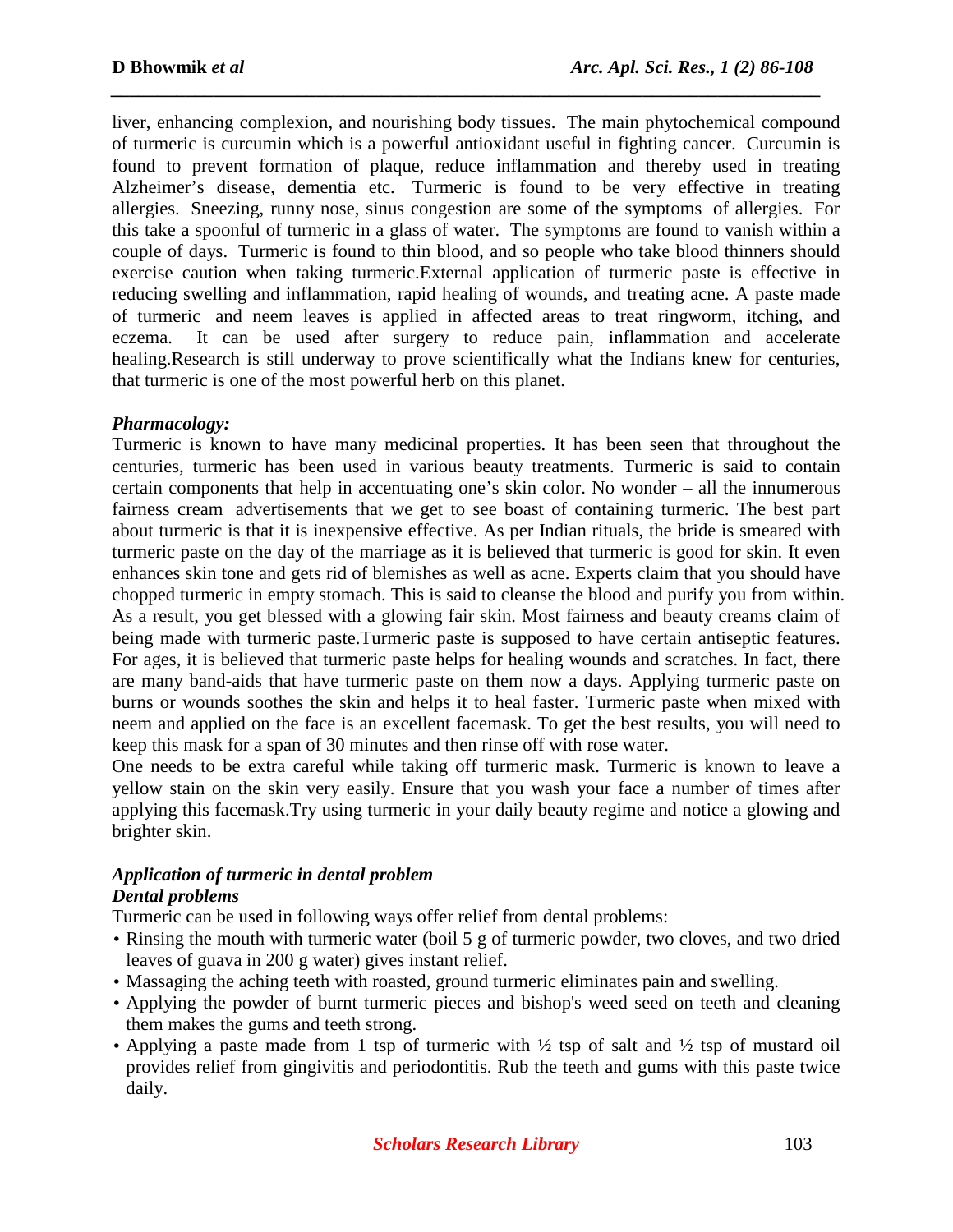liver, enhancing complexion, and nourishing body tissues. The main phytochemical compound of turmeric is curcumin which is a powerful antioxidant useful in fighting cancer. Curcumin is found to prevent formation of plaque, reduce inflammation and thereby used in treating Alzheimer's disease, dementia etc. Turmeric is found to be very effective in treating allergies. Sneezing, runny nose, sinus congestion are some of the symptoms of allergies. For this take a spoonful of turmeric in a glass of water. The symptoms are found to vanish within a couple of days. Turmeric is found to thin blood, and so people who take blood thinners should exercise caution when taking turmeric.External application of turmeric paste is effective in reducing swelling and inflammation, rapid healing of wounds, and treating acne. A paste made of turmeric and neem leaves is applied in affected areas to treat ringworm, itching, and eczema. It can be used after surgery to reduce pain, inflammation and accelerate healing.Research is still underway to prove scientifically what the Indians knew for centuries, that turmeric is one of the most powerful herb on this planet.

### *Pharmacology:*

Turmeric is known to have many medicinal properties. It has been seen that throughout the centuries, turmeric has been used in various beauty treatments. Turmeric is said to contain certain components that help in accentuating one's skin color. No wonder – all the innumerous fairness cream advertisements that we get to see boast of containing turmeric. The best part about turmeric is that it is inexpensive effective. As per Indian rituals, the bride is smeared with turmeric paste on the day of the marriage as it is believed that turmeric is good for skin. It even enhances skin tone and gets rid of blemishes as well as acne. Experts claim that you should have chopped turmeric in empty stomach. This is said to cleanse the blood and purify you from within. As a result, you get blessed with a glowing fair skin. Most fairness and beauty creams claim of being made with turmeric paste.Turmeric paste is supposed to have certain antiseptic features. For ages, it is believed that turmeric paste helps for healing wounds and scratches. In fact, there are many band-aids that have turmeric paste on them now a days. Applying turmeric paste on burns or wounds soothes the skin and helps it to heal faster. Turmeric paste when mixed with neem and applied on the face is an excellent facemask. To get the best results, you will need to keep this mask for a span of 30 minutes and then rinse off with rose water.

One needs to be extra careful while taking off turmeric mask. Turmeric is known to leave a yellow stain on the skin very easily. Ensure that you wash your face a number of times after applying this facemask.Try using turmeric in your daily beauty regime and notice a glowing and brighter skin.

### *Application of turmeric in dental problem*

#### *Dental problems*

Turmeric can be used in following ways offer relief from dental problems:

- Rinsing the mouth with turmeric water (boil 5 g of turmeric powder, two cloves, and two dried leaves of guava in 200 g water) gives instant relief.
- Massaging the aching teeth with roasted, ground turmeric eliminates pain and swelling.
- Applying the powder of burnt turmeric pieces and bishop's weed seed on teeth and cleaning them makes the gums and teeth strong.
- Applying a paste made from 1 tsp of turmeric with ½ tsp of salt and ½ tsp of mustard oil provides relief from gingivitis and periodontitis. Rub the teeth and gums with this paste twice daily.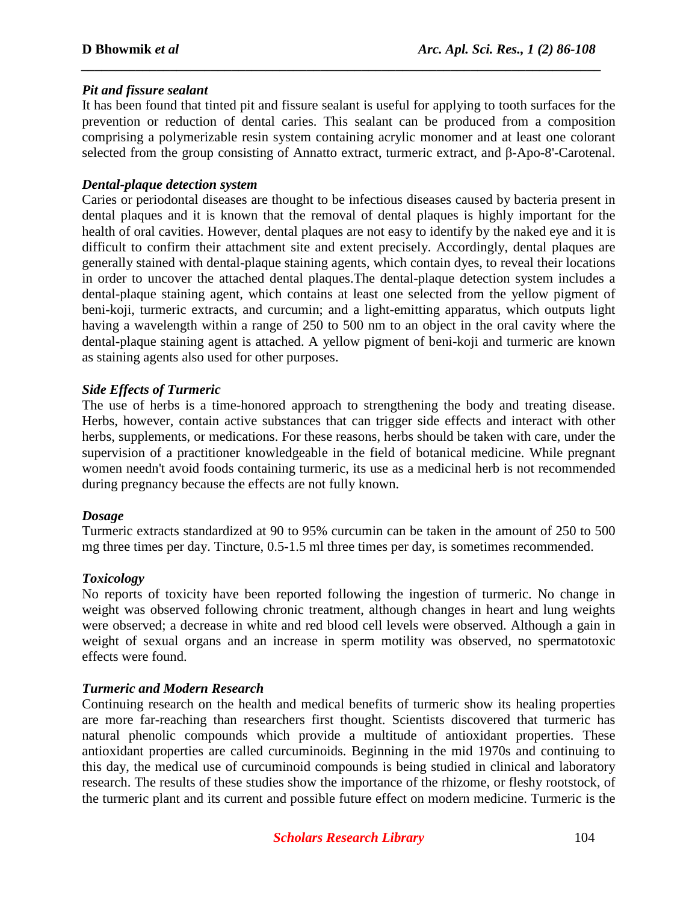### *Pit and fissure sealant*

It has been found that tinted pit and fissure sealant is useful for applying to tooth surfaces for the prevention or reduction of dental caries. This sealant can be produced from a composition comprising a polymerizable resin system containing acrylic monomer and at least one colorant selected from the group consisting of Annatto extract, turmeric extract, and β-Apo-8'-Carotenal.

### *Dental-plaque detection system*

Caries or periodontal diseases are thought to be infectious diseases caused by bacteria present in dental plaques and it is known that the removal of dental plaques is highly important for the health of oral cavities. However, dental plaques are not easy to identify by the naked eye and it is difficult to confirm their attachment site and extent precisely. Accordingly, dental plaques are generally stained with dental-plaque staining agents, which contain dyes, to reveal their locations in order to uncover the attached dental plaques.The dental-plaque detection system includes a dental-plaque staining agent, which contains at least one selected from the yellow pigment of beni-koji, turmeric extracts, and curcumin; and a light-emitting apparatus, which outputs light having a wavelength within a range of 250 to 500 nm to an object in the oral cavity where the dental-plaque staining agent is attached. A yellow pigment of beni-koji and turmeric are known as staining agents also used for other purposes.

### *Side Effects of Turmeric*

The use of herbs is a time-honored approach to strengthening the body and treating disease. Herbs, however, contain active substances that can trigger side effects and interact with other herbs, supplements, or medications. For these reasons, herbs should be taken with care, under the supervision of a practitioner knowledgeable in the field of botanical medicine. While pregnant women needn't avoid foods containing turmeric, its use as a medicinal herb is not recommended during pregnancy because the effects are not fully known.

### *Dosage*

Turmeric extracts standardized at 90 to 95% curcumin can be taken in the amount of 250 to 500 mg three times per day. Tincture, 0.5-1.5 ml three times per day, is sometimes recommended.

### *Toxicology*

No reports of toxicity have been reported following the ingestion of turmeric. No change in weight was observed following chronic treatment, although changes in heart and lung weights were observed; a decrease in white and red blood cell levels were observed. Although a gain in weight of sexual organs and an increase in sperm motility was observed, no spermatotoxic effects were found.

### *Turmeric and Modern Research*

Continuing research on the health and medical benefits of turmeric show its healing properties are more far-reaching than researchers first thought. Scientists discovered that turmeric has natural phenolic compounds which provide a multitude of antioxidant properties. These antioxidant properties are called curcuminoids. Beginning in the mid 1970s and continuing to this day, the medical use of curcuminoid compounds is being studied in clinical and laboratory research. The results of these studies show the importance of the rhizome, or fleshy rootstock, of the turmeric plant and its current and possible future effect on modern medicine. Turmeric is the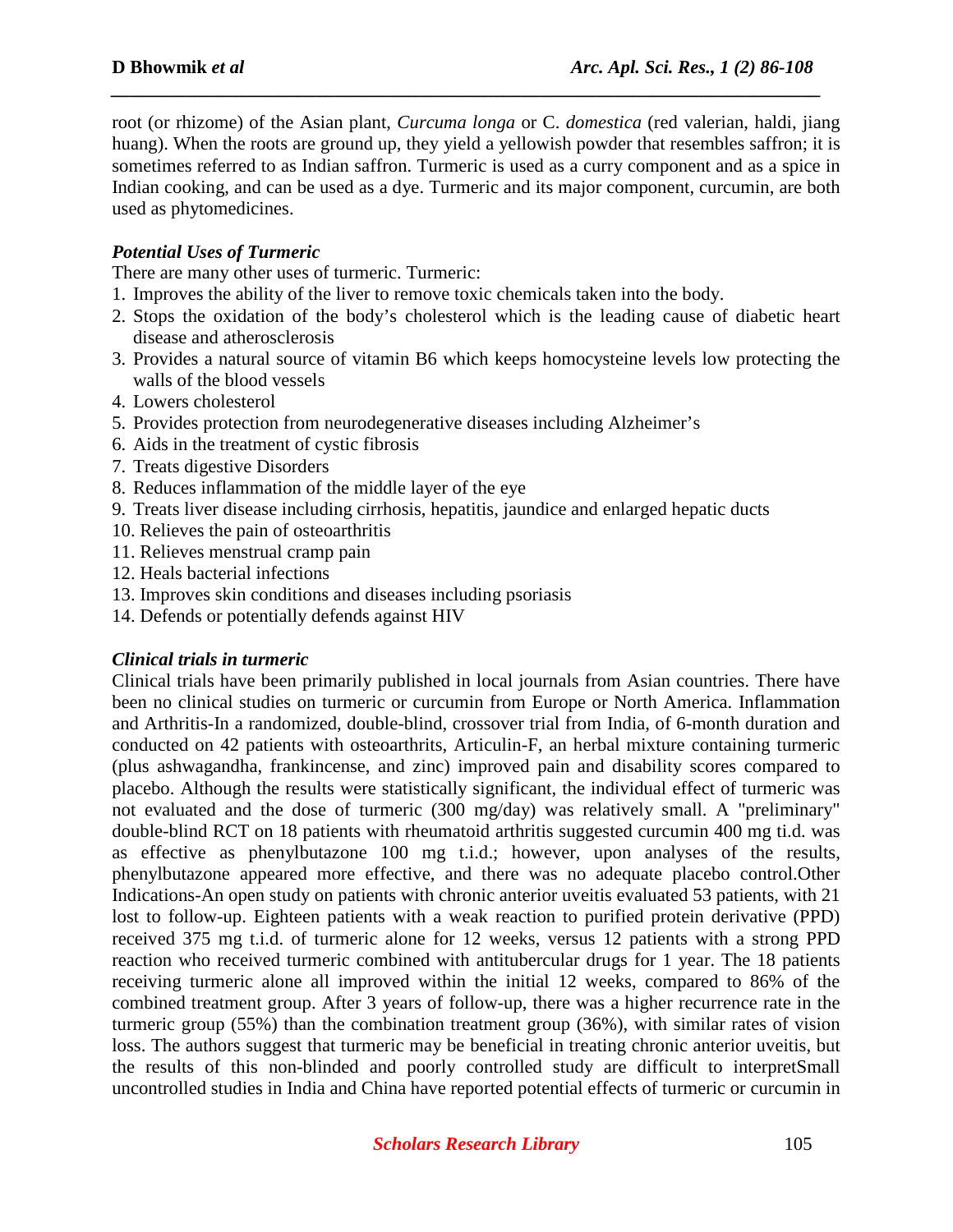root (or rhizome) of the Asian plant, *Curcuma longa* or C. *domestica* (red valerian, haldi, jiang huang). When the roots are ground up, they yield a yellowish powder that resembles saffron; it is sometimes referred to as Indian saffron. Turmeric is used as a curry component and as a spice in Indian cooking, and can be used as a dye. Turmeric and its major component, curcumin, are both used as phytomedicines.

### *Potential Uses of Turmeric*

There are many other uses of turmeric. Turmeric:

1. Improves the ability of the liver to remove toxic chemicals taken into the body.
2. Stops the oxidation of the body's cholesterol which is the leading cause of diabetic heart disease and atherosclerosis
3. Provides a natural source of vitamin B6 which keeps homocysteine levels low protecting the walls of the blood vessels
4. Lowers cholesterol
5. Provides protection from neurodegenerative diseases including Alzheimer's
6. Aids in the treatment of cystic fibrosis
7. Treats digestive Disorders
8. Reduces inflammation of the middle layer of the eye
9. Treats liver disease including cirrhosis, hepatitis, jaundice and enlarged hepatic ducts
10. Relieves the pain of osteoarthritis
11. Relieves menstrual cramp pain
12. Heals bacterial infections
13. Improves skin conditions and diseases including psoriasis
14. Defends or potentially defends against HIV

### *Clinical trials in turmeric*

Clinical trials have been primarily published in local journals from Asian countries. There have been no clinical studies on turmeric or curcumin from Europe or North America. Inflammation and Arthritis-In a randomized, double-blind, crossover trial from India, of 6-month duration and conducted on 42 patients with osteoarthrits, Articulin-F, an herbal mixture containing turmeric (plus ashwagandha, frankincense, and zinc) improved pain and disability scores compared to placebo. Although the results were statistically significant, the individual effect of turmeric was not evaluated and the dose of turmeric (300 mg/day) was relatively small. A "preliminary" double-blind RCT on 18 patients with rheumatoid arthritis suggested curcumin 400 mg ti.d. was as effective as phenylbutazone 100 mg t.i.d.; however, upon analyses of the results, phenylbutazone appeared more effective, and there was no adequate placebo control.Other Indications-An open study on patients with chronic anterior uveitis evaluated 53 patients, with 21 lost to follow-up. Eighteen patients with a weak reaction to purified protein derivative (PPD) received 375 mg t.i.d. of turmeric alone for 12 weeks, versus 12 patients with a strong PPD reaction who received turmeric combined with antitubercular drugs for 1 year. The 18 patients receiving turmeric alone all improved within the initial 12 weeks, compared to 86% of the combined treatment group. After 3 years of follow-up, there was a higher recurrence rate in the turmeric group (55%) than the combination treatment group (36%), with similar rates of vision loss. The authors suggest that turmeric may be beneficial in treating chronic anterior uveitis, but the results of this non-blinded and poorly controlled study are difficult to interpretSmall uncontrolled studies in India and China have reported potential effects of turmeric or curcumin in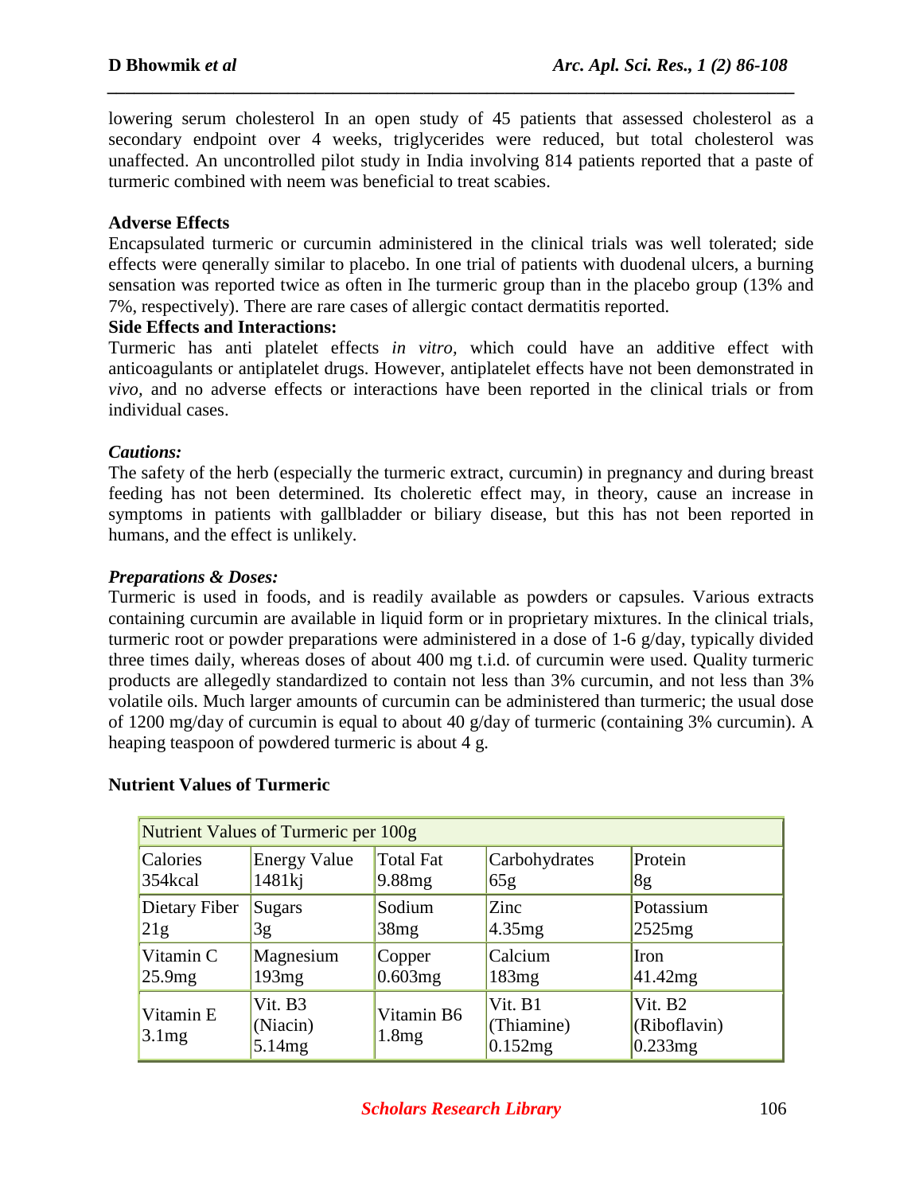lowering serum cholesterol In an open study of 45 patients that assessed cholesterol as a secondary endpoint over 4 weeks, triglycerides were reduced, but total cholesterol was unaffected. An uncontrolled pilot study in India involving 814 patients reported that a paste of turmeric combined with neem was beneficial to treat scabies.

**Adverse Effects**

Encapsulated turmeric or curcumin administered in the clinical trials was well tolerated; side effects were qenerally similar to placebo. In one trial of patients with duodenal ulcers, a burning sensation was reported twice as often in Ihe turmeric group than in the placebo group (13% and 7%, respectively). There are rare cases of allergic contact dermatitis reported.

**Side Effects and Interactions:**

Turmeric has anti platelet effects *in vitro,* which could have an additive effect with anticoagulants or antiplatelet drugs. However, antiplatelet effects have not been demonstrated in *vivo,* and no adverse effects or interactions have been reported in the clinical trials or from individual cases.

***Cautions:***

The safety of the herb (especially the turmeric extract, curcumin) in pregnancy and during breast feeding has not been determined. Its choleretic effect may, in theory, cause an increase in symptoms in patients with gallbladder or biliary disease, but this has not been reported in humans, and the effect is unlikely.

***Preparations & Doses:***

Turmeric is used in foods, and is readily available as powders or capsules. Various extracts containing curcumin are available in liquid form or in proprietary mixtures. In the clinical trials, turmeric root or powder preparations were administered in a dose of 1-6 g/day, typically divided three times daily, whereas doses of about 400 mg t.i.d. of curcumin were used. Quality turmeric products are allegedly standardized to contain not less than 3% curcumin, and not less than 3% volatile oils. Much larger amounts of curcumin can be administered than turmeric; the usual dose of 1200 mg/day of curcumin is equal to about 40 g/day of turmeric (containing 3% curcumin). A heaping teaspoon of powdered turmeric is about 4 g.

**Nutrient Values of Turmeric**

| Nutrient Values of Turmeric per 100g | | | | |
|---|---|---|---|---|
| Calories 354kcal | Energy Value 1481kj | Total Fat 9.88mg | Carbohydrates 65g | Protein 8g |
| Dietary Fiber 21g | Sugars 3g | Sodium 38mg | Zinc 4.35mg | Potassium 2525mg |
| Vitamin C 25.9mg | Magnesium 193mg | Copper 0.603mg | Calcium 183mg | Iron 41.42mg |
| Vitamin E 3.1mg | Vit. B3 (Niacin) 5.14mg | Vitamin B6 1.8mg | Vit. B1 (Thiamine) 0.152mg | Vit. B2 (Riboflavin) 0.233mg |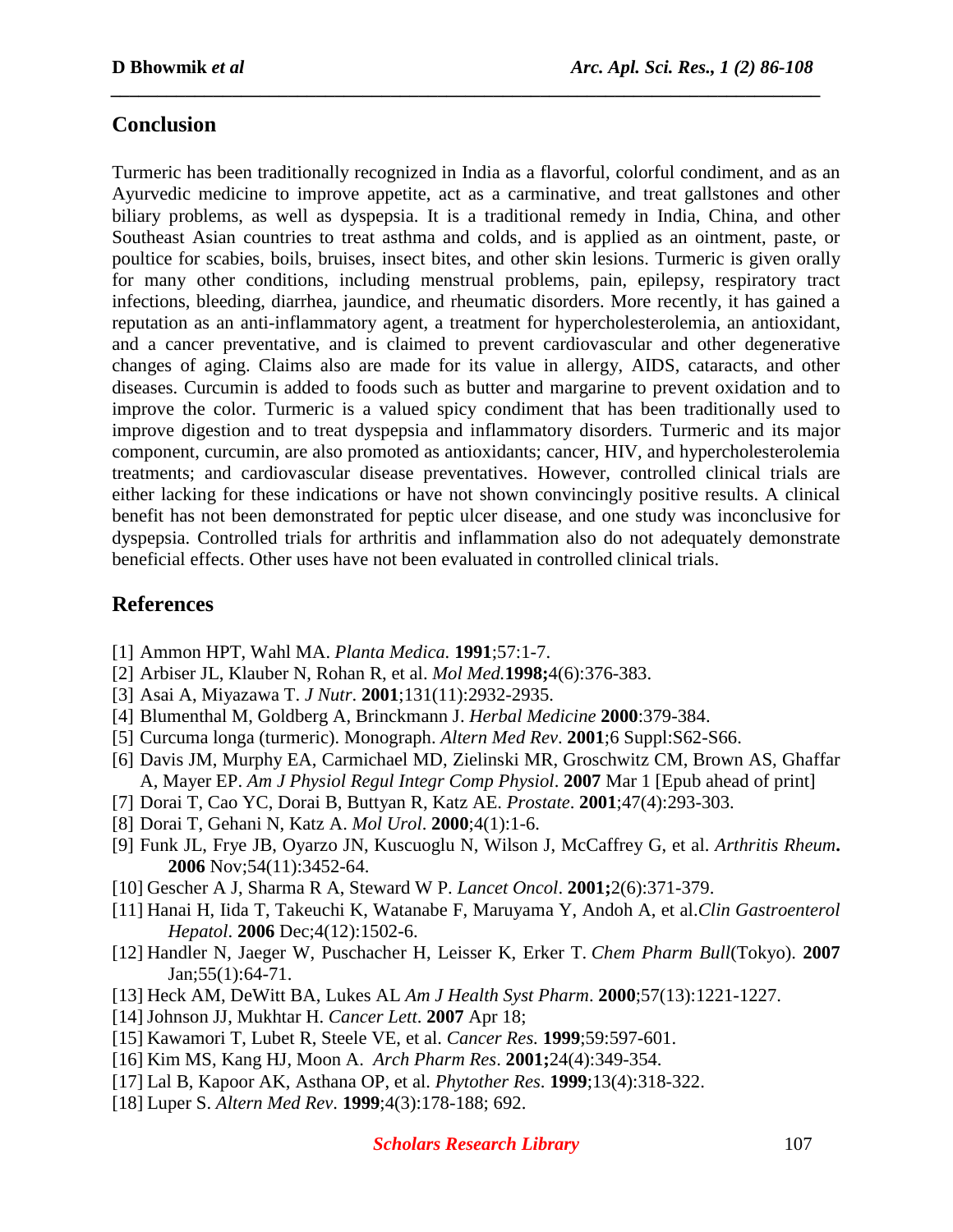## Conclusion

Turmeric has been traditionally recognized in India as a flavorful, colorful condiment, and as an Ayurvedic medicine to improve appetite, act as a carminative, and treat gallstones and other biliary problems, as well as dyspepsia. It is a traditional remedy in India, China, and other Southeast Asian countries to treat asthma and colds, and is applied as an ointment, paste, or poultice for scabies, boils, bruises, insect bites, and other skin lesions. Turmeric is given orally for many other conditions, including menstrual problems, pain, epilepsy, respiratory tract infections, bleeding, diarrhea, jaundice, and rheumatic disorders. More recently, it has gained a reputation as an anti-inflammatory agent, a treatment for hypercholesterolemia, an antioxidant, and a cancer preventative, and is claimed to prevent cardiovascular and other degenerative changes of aging. Claims also are made for its value in allergy, AIDS, cataracts, and other diseases. Curcumin is added to foods such as butter and margarine to prevent oxidation and to improve the color. Turmeric is a valued spicy condiment that has been traditionally used to improve digestion and to treat dyspepsia and inflammatory disorders. Turmeric and its major component, curcumin, are also promoted as antioxidants; cancer, HIV, and hypercholesterolemia treatments; and cardiovascular disease preventatives. However, controlled clinical trials are either lacking for these indications or have not shown convincingly positive results. A clinical benefit has not been demonstrated for peptic ulcer disease, and one study was inconclusive for dyspepsia. Controlled trials for arthritis and inflammation also do not adequately demonstrate beneficial effects. Other uses have not been evaluated in controlled clinical trials.

## References

[1] Ammon HPT, Wahl MA. *Planta Medica.* **1991**;57:1-7.
[2] Arbiser JL, Klauber N, Rohan R, et al. *Mol Med.***1998;**4(6):376-383.
[3] Asai A, Miyazawa T. *J Nutr*. **2001**;131(11):2932-2935.
[4] Blumenthal M, Goldberg A, Brinckmann J. *Herbal Medicine* **2000**:379-384.
[5] Curcuma longa (turmeric). Monograph. *Altern Med Rev*. **2001**;6 Suppl:S62-S66.
[6] Davis JM, Murphy EA, Carmichael MD, Zielinski MR, Groschwitz CM, Brown AS, Ghaffar A, Mayer EP. *Am J Physiol Regul Integr Comp Physiol*. **2007** Mar 1 [Epub ahead of print]
[7] Dorai T, Cao YC, Dorai B, Buttyan R, Katz AE. *Prostate*. **2001**;47(4):293-303.
[8] Dorai T, Gehani N, Katz A. *Mol Urol*. **2000**;4(1):1-6.
[9] Funk JL, Frye JB, Oyarzo JN, Kuscuoglu N, Wilson J, McCaffrey G, et al. *Arthritis Rheum***.** **2006** Nov;54(11):3452-64.
[10] Gescher A J, Sharma R A, Steward W P. *Lancet Oncol*. **2001;**2(6):371-379.
[11] Hanai H, Iida T, Takeuchi K, Watanabe F, Maruyama Y, Andoh A, et al.*Clin Gastroenterol Hepatol*. **2006** Dec;4(12):1502-6.
[12] Handler N, Jaeger W, Puschacher H, Leisser K, Erker T. *Chem Pharm Bull*(Tokyo). **2007** Jan;55(1):64-71.
[13] Heck AM, DeWitt BA, Lukes AL *Am J Health Syst Pharm*. **2000**;57(13):1221-1227.
[14] Johnson JJ, Mukhtar H. *Cancer Lett*. **2007** Apr 18;
[15] Kawamori T, Lubet R, Steele VE, et al. *Cancer Res.* **1999**;59:597-601.
[16] Kim MS, Kang HJ, Moon A. *Arch Pharm Res*. **2001;**24(4):349-354.
[17] Lal B, Kapoor AK, Asthana OP, et al. *Phytother Res*. **1999**;13(4):318-322.
[18] Luper S. *Altern Med Rev*. **1999**;4(3):178-188; 692.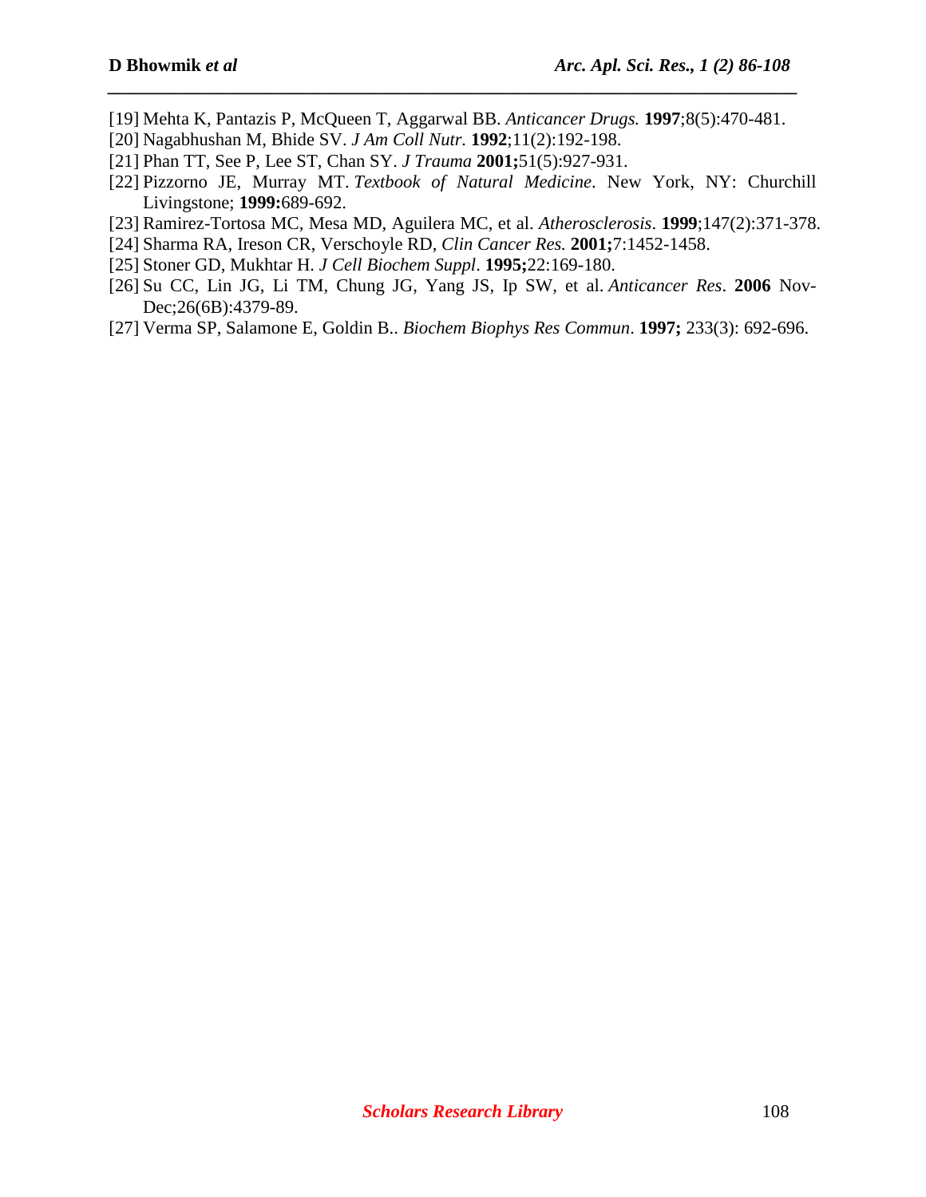[19] Mehta K, Pantazis P, McQueen T, Aggarwal BB. *Anticancer Drugs.* **1997**;8(5):470-481.
[20] Nagabhushan M, Bhide SV. *J Am Coll Nutr.* **1992**;11(2):192-198.
[21] Phan TT, See P, Lee ST, Chan SY. *J Trauma* **2001;**51(5):927-931.
[22] Pizzorno JE, Murray MT. *Textbook of Natural Medicine*. New York, NY: Churchill Livingstone; **1999:**689-692.
[23] Ramirez-Tortosa MC, Mesa MD, Aguilera MC, et al. *Atherosclerosis*. **1999**;147(2):371-378.
[24] Sharma RA, Ireson CR, Verschoyle RD, *Clin Cancer Res.* **2001;**7:1452-1458.
[25] Stoner GD, Mukhtar H. *J Cell Biochem Suppl*. **1995;**22:169-180.
[26] Su CC, Lin JG, Li TM, Chung JG, Yang JS, Ip SW, et al. *Anticancer Res*. **2006** Nov-Dec;26(6B):4379-89.
[27] Verma SP, Salamone E, Goldin B.. *Biochem Biophys Res Commun*. **1997;** 233(3): 692-696.